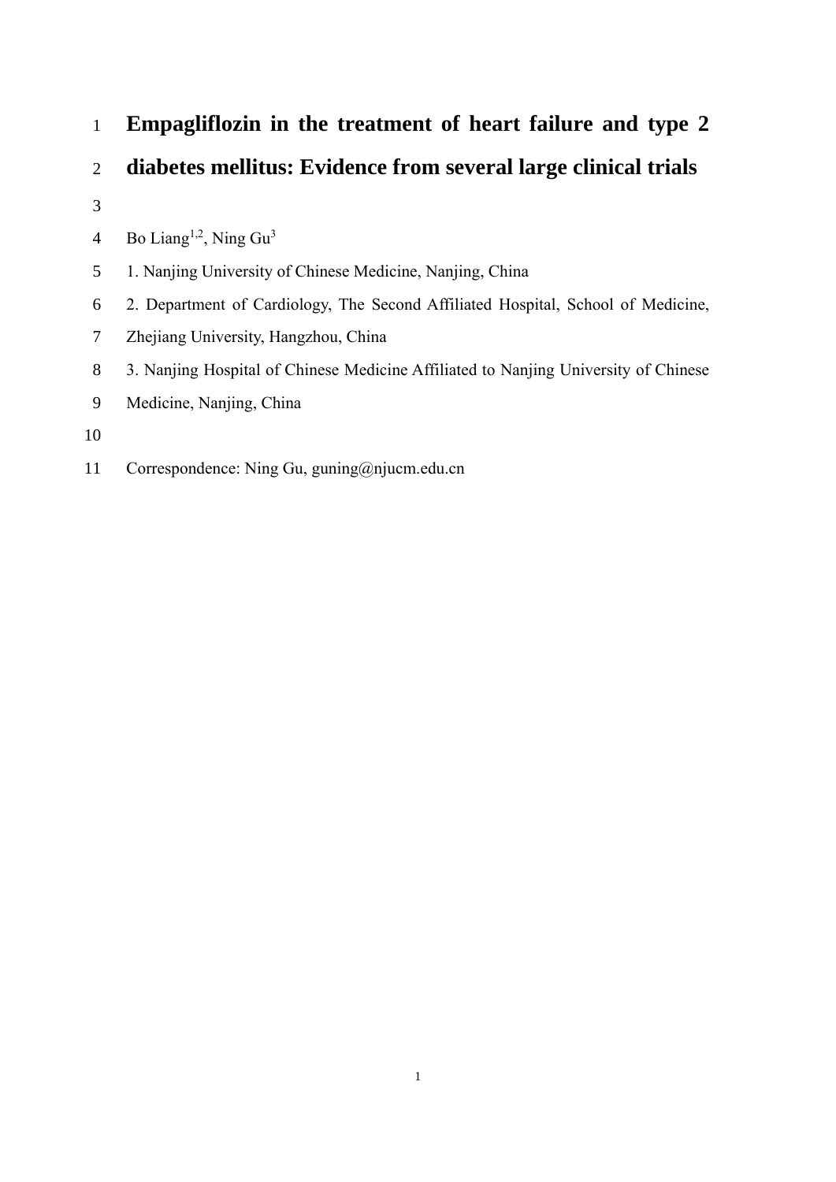# Empagliflozin in the treatment of heart failure and type 2 diabetes mellitus: Evidence from several large clinical trials

Bo Liang[1,2], Ning Gu[3]

1. Nanjing University of Chinese Medicine, Nanjing, China
2. Department of Cardiology, The Second Affiliated Hospital, School of Medicine, Zhejiang University, Hangzhou, China
3. Nanjing Hospital of Chinese Medicine Affiliated to Nanjing University of Chinese Medicine, Nanjing, China

Correspondence: Ning Gu, guning@njucm.edu.cn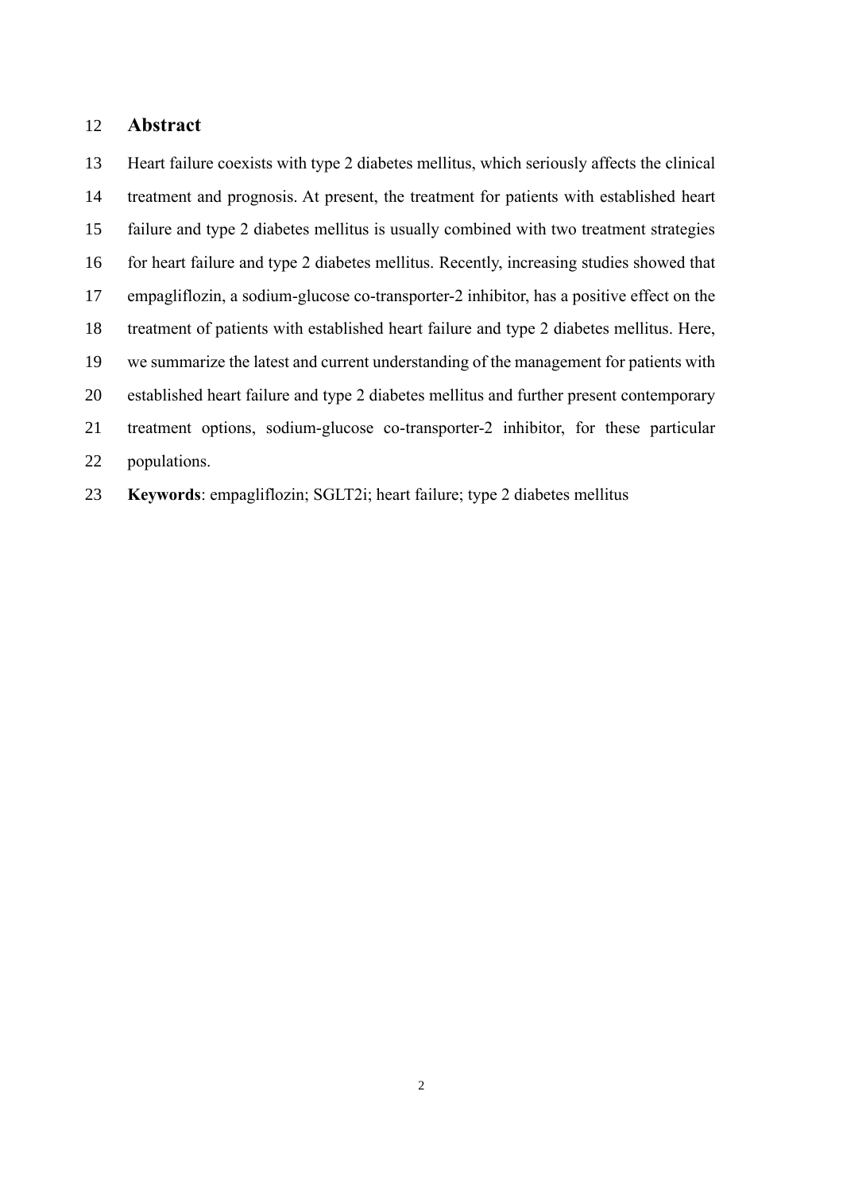## Abstract

Heart failure coexists with type 2 diabetes mellitus, which seriously affects the clinical treatment and prognosis. At present, the treatment for patients with established heart failure and type 2 diabetes mellitus is usually combined with two treatment strategies for heart failure and type 2 diabetes mellitus. Recently, increasing studies showed that empagliflozin, a sodium-glucose co-transporter-2 inhibitor, has a positive effect on the treatment of patients with established heart failure and type 2 diabetes mellitus. Here, we summarize the latest and current understanding of the management for patients with established heart failure and type 2 diabetes mellitus and further present contemporary treatment options, sodium-glucose co-transporter-2 inhibitor, for these particular populations.

**Keywords**: empagliflozin; SGLT2i; heart failure; type 2 diabetes mellitus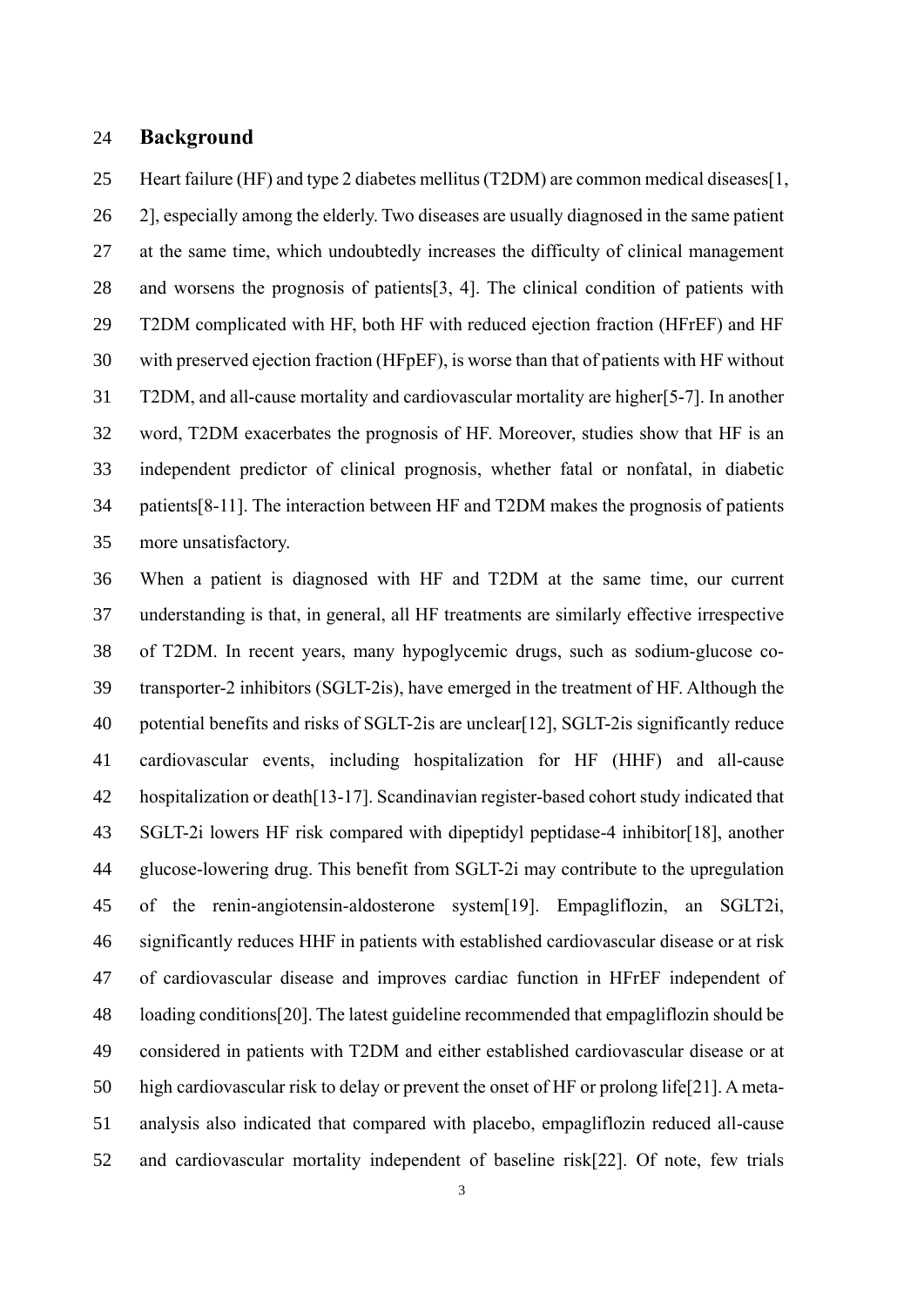## Background

Heart failure (HF) and type 2 diabetes mellitus (T2DM) are common medical diseases[1, 2], especially among the elderly. Two diseases are usually diagnosed in the same patient at the same time, which undoubtedly increases the difficulty of clinical management and worsens the prognosis of patients[3, 4]. The clinical condition of patients with T2DM complicated with HF, both HF with reduced ejection fraction (HFrEF) and HF with preserved ejection fraction (HFpEF), is worse than that of patients with HF without T2DM, and all-cause mortality and cardiovascular mortality are higher[5-7]. In another word, T2DM exacerbates the prognosis of HF. Moreover, studies show that HF is an independent predictor of clinical prognosis, whether fatal or nonfatal, in diabetic patients[8-11]. The interaction between HF and T2DM makes the prognosis of patients more unsatisfactory.

When a patient is diagnosed with HF and T2DM at the same time, our current understanding is that, in general, all HF treatments are similarly effective irrespective of T2DM. In recent years, many hypoglycemic drugs, such as sodium-glucose co-transporter-2 inhibitors (SGLT-2is), have emerged in the treatment of HF. Although the potential benefits and risks of SGLT-2is are unclear[12], SGLT-2is significantly reduce cardiovascular events, including hospitalization for HF (HHF) and all-cause hospitalization or death[13-17]. Scandinavian register-based cohort study indicated that SGLT-2i lowers HF risk compared with dipeptidyl peptidase-4 inhibitor[18], another glucose-lowering drug. This benefit from SGLT-2i may contribute to the upregulation of the renin-angiotensin-aldosterone system[19]. Empagliflozin, an SGLT2i, significantly reduces HHF in patients with established cardiovascular disease or at risk of cardiovascular disease and improves cardiac function in HFrEF independent of loading conditions[20]. The latest guideline recommended that empagliflozin should be considered in patients with T2DM and either established cardiovascular disease or at high cardiovascular risk to delay or prevent the onset of HF or prolong life[21]. A meta-analysis also indicated that compared with placebo, empagliflozin reduced all-cause and cardiovascular mortality independent of baseline risk[22]. Of note, few trials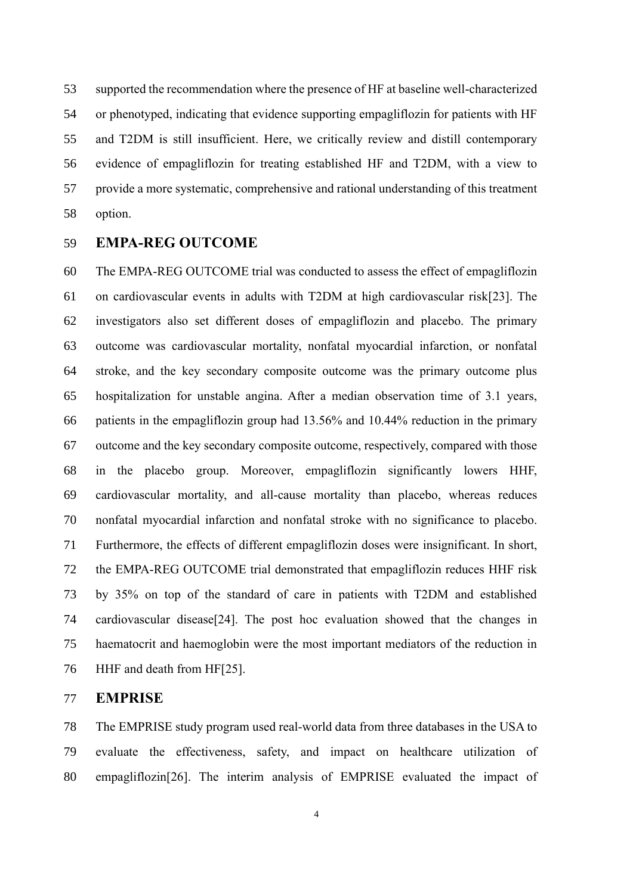supported the recommendation where the presence of HF at baseline well-characterized or phenotyped, indicating that evidence supporting empagliflozin for patients with HF and T2DM is still insufficient. Here, we critically review and distill contemporary evidence of empagliflozin for treating established HF and T2DM, with a view to provide a more systematic, comprehensive and rational understanding of this treatment option.

## EMPA-REG OUTCOME

The EMPA-REG OUTCOME trial was conducted to assess the effect of empagliflozin on cardiovascular events in adults with T2DM at high cardiovascular risk[23]. The investigators also set different doses of empagliflozin and placebo. The primary outcome was cardiovascular mortality, nonfatal myocardial infarction, or nonfatal stroke, and the key secondary composite outcome was the primary outcome plus hospitalization for unstable angina. After a median observation time of 3.1 years, patients in the empagliflozin group had 13.56% and 10.44% reduction in the primary outcome and the key secondary composite outcome, respectively, compared with those in the placebo group. Moreover, empagliflozin significantly lowers HHF, cardiovascular mortality, and all-cause mortality than placebo, whereas reduces nonfatal myocardial infarction and nonfatal stroke with no significance to placebo. Furthermore, the effects of different empagliflozin doses were insignificant. In short, the EMPA-REG OUTCOME trial demonstrated that empagliflozin reduces HHF risk by 35% on top of the standard of care in patients with T2DM and established cardiovascular disease[24]. The post hoc evaluation showed that the changes in haematocrit and haemoglobin were the most important mediators of the reduction in HHF and death from HF[25].

## EMPRISE

The EMPRISE study program used real-world data from three databases in the USA to evaluate the effectiveness, safety, and impact on healthcare utilization of empagliflozin[26]. The interim analysis of EMPRISE evaluated the impact of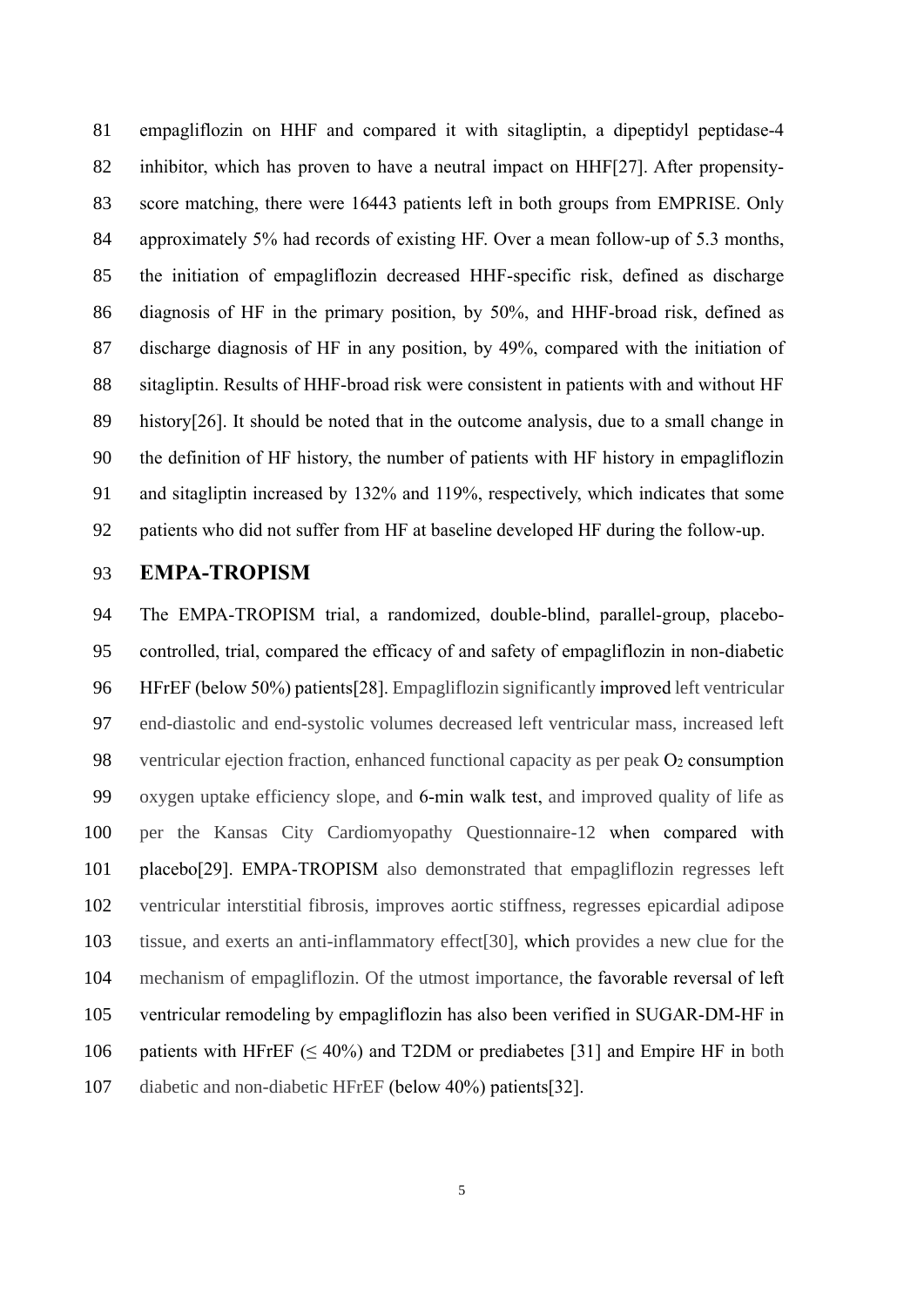empagliflozin on HHF and compared it with sitagliptin, a dipeptidyl peptidase-4 inhibitor, which has proven to have a neutral impact on HHF[27]. After propensity-score matching, there were 16443 patients left in both groups from EMPRISE. Only approximately 5% had records of existing HF. Over a mean follow-up of 5.3 months, the initiation of empagliflozin decreased HHF-specific risk, defined as discharge diagnosis of HF in the primary position, by 50%, and HHF-broad risk, defined as discharge diagnosis of HF in any position, by 49%, compared with the initiation of sitagliptin. Results of HHF-broad risk were consistent in patients with and without HF history[26]. It should be noted that in the outcome analysis, due to a small change in the definition of HF history, the number of patients with HF history in empagliflozin and sitagliptin increased by 132% and 119%, respectively, which indicates that some patients who did not suffer from HF at baseline developed HF during the follow-up.

## EMPA-TROPISM

The EMPA-TROPISM trial, a randomized, double-blind, parallel-group, placebo-controlled, trial, compared the efficacy of and safety of empagliflozin in non-diabetic HFrEF (below 50%) patients[28]. Empagliflozin significantly improved left ventricular end-diastolic and end-systolic volumes decreased left ventricular mass, increased left ventricular ejection fraction, enhanced functional capacity as per peak $O_2$ consumption oxygen uptake efficiency slope, and 6-min walk test, and improved quality of life as per the Kansas City Cardiomyopathy Questionnaire-12 when compared with placebo[29]. EMPA-TROPISM also demonstrated that empagliflozin regresses left ventricular interstitial fibrosis, improves aortic stiffness, regresses epicardial adipose tissue, and exerts an anti-inflammatory effect[30], which provides a new clue for the mechanism of empagliflozin. Of the utmost importance, the favorable reversal of left ventricular remodeling by empagliflozin has also been verified in SUGAR-DM-HF in patients with HFrEF ($\leq$ 40%) and T2DM or prediabetes [31] and Empire HF in both diabetic and non-diabetic HFrEF (below 40%) patients[32].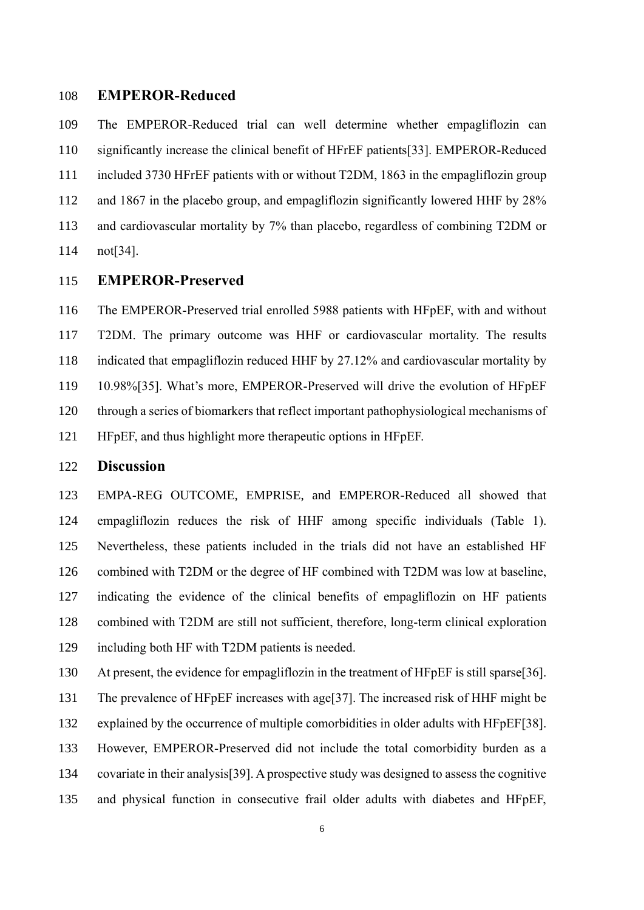## EMPEROR-Reduced

The EMPEROR-Reduced trial can well determine whether empagliflozin can significantly increase the clinical benefit of HFrEF patients[33]. EMPEROR-Reduced included 3730 HFrEF patients with or without T2DM, 1863 in the empagliflozin group and 1867 in the placebo group, and empagliflozin significantly lowered HHF by 28% and cardiovascular mortality by 7% than placebo, regardless of combining T2DM or not[34].

## EMPEROR-Preserved

The EMPEROR-Preserved trial enrolled 5988 patients with HFpEF, with and without T2DM. The primary outcome was HHF or cardiovascular mortality. The results indicated that empagliflozin reduced HHF by 27.12% and cardiovascular mortality by 10.98%[35]. What's more, EMPEROR-Preserved will drive the evolution of HFpEF through a series of biomarkers that reflect important pathophysiological mechanisms of HFpEF, and thus highlight more therapeutic options in HFpEF.

## Discussion

EMPA-REG OUTCOME, EMPRISE, and EMPEROR-Reduced all showed that empagliflozin reduces the risk of HHF among specific individuals (Table 1). Nevertheless, these patients included in the trials did not have an established HF combined with T2DM or the degree of HF combined with T2DM was low at baseline, indicating the evidence of the clinical benefits of empagliflozin on HF patients combined with T2DM are still not sufficient, therefore, long-term clinical exploration including both HF with T2DM patients is needed.

At present, the evidence for empagliflozin in the treatment of HFpEF is still sparse[36]. The prevalence of HFpEF increases with age[37]. The increased risk of HHF might be explained by the occurrence of multiple comorbidities in older adults with HFpEF[38]. However, EMPEROR-Preserved did not include the total comorbidity burden as a covariate in their analysis[39]. A prospective study was designed to assess the cognitive and physical function in consecutive frail older adults with diabetes and HFpEF,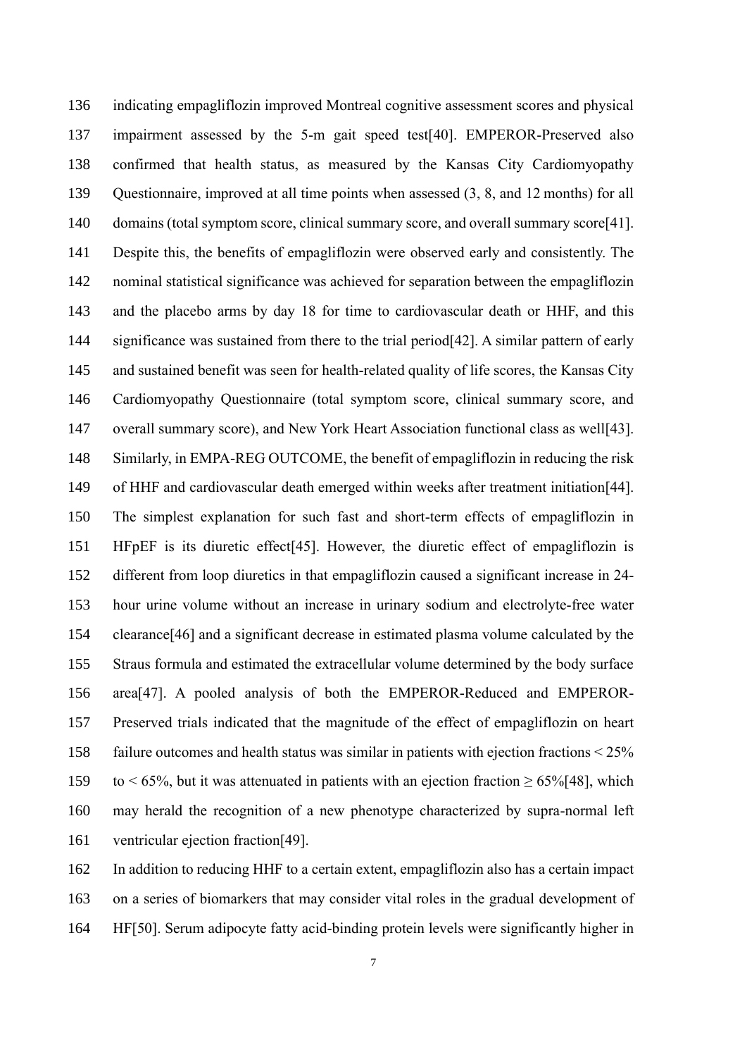indicating empagliflozin improved Montreal cognitive assessment scores and physical impairment assessed by the 5-m gait speed test[40]. EMPEROR-Preserved also confirmed that health status, as measured by the Kansas City Cardiomyopathy Questionnaire, improved at all time points when assessed (3, 8, and 12 months) for all domains (total symptom score, clinical summary score, and overall summary score[41]. Despite this, the benefits of empagliflozin were observed early and consistently. The nominal statistical significance was achieved for separation between the empagliflozin and the placebo arms by day 18 for time to cardiovascular death or HHF, and this significance was sustained from there to the trial period[42]. A similar pattern of early and sustained benefit was seen for health-related quality of life scores, the Kansas City Cardiomyopathy Questionnaire (total symptom score, clinical summary score, and overall summary score), and New York Heart Association functional class as well[43]. Similarly, in EMPA-REG OUTCOME, the benefit of empagliflozin in reducing the risk of HHF and cardiovascular death emerged within weeks after treatment initiation[44]. The simplest explanation for such fast and short-term effects of empagliflozin in HFpEF is its diuretic effect[45]. However, the diuretic effect of empagliflozin is different from loop diuretics in that empagliflozin caused a significant increase in 24-hour urine volume without an increase in urinary sodium and electrolyte-free water clearance[46] and a significant decrease in estimated plasma volume calculated by the Straus formula and estimated the extracellular volume determined by the body surface area[47]. A pooled analysis of both the EMPEROR-Reduced and EMPEROR-Preserved trials indicated that the magnitude of the effect of empagliflozin on heart failure outcomes and health status was similar in patients with ejection fractions $< 25\%$ to $< 65\%$, but it was attenuated in patients with an ejection fraction $\geq 65\%$[48], which may herald the recognition of a new phenotype characterized by supra-normal left ventricular ejection fraction[49].

In addition to reducing HHF to a certain extent, empagliflozin also has a certain impact on a series of biomarkers that may consider vital roles in the gradual development of HF[50]. Serum adipocyte fatty acid-binding protein levels were significantly higher in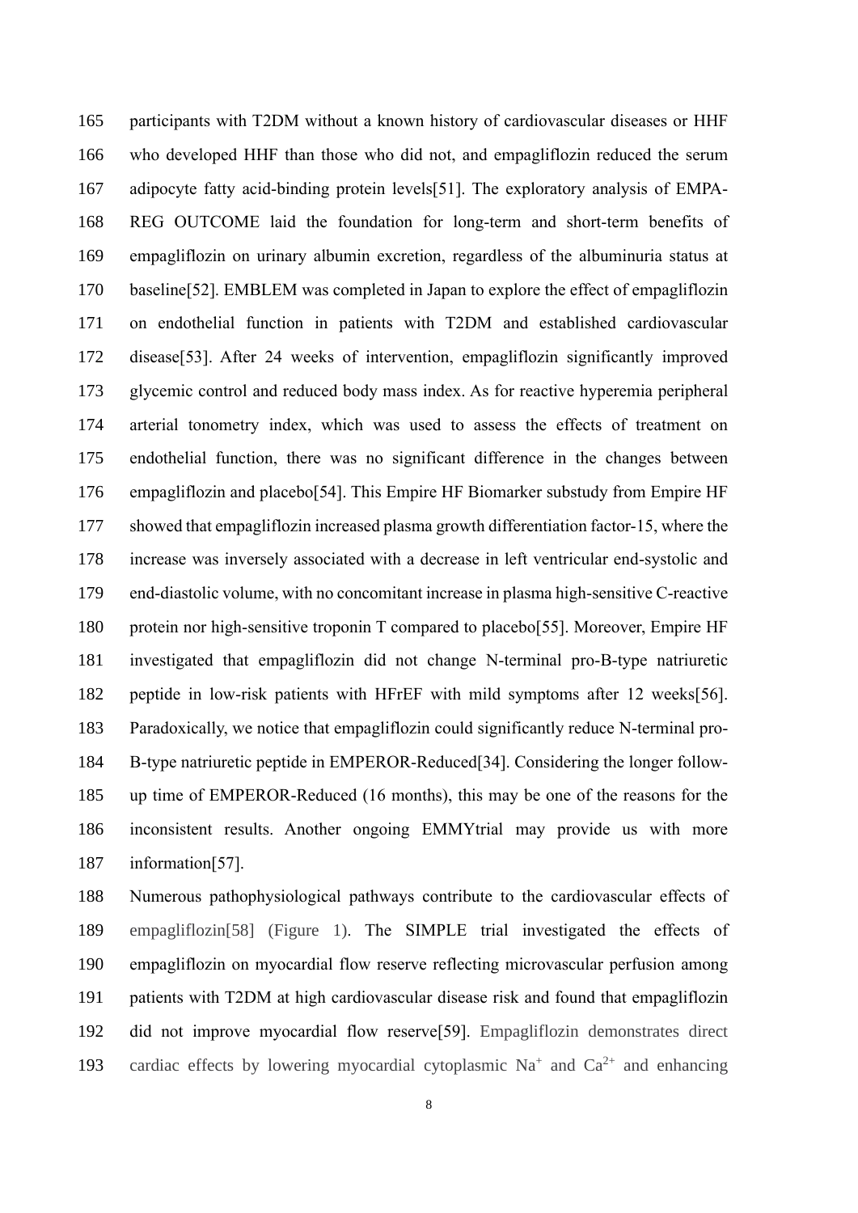participants with T2DM without a known history of cardiovascular diseases or HHF who developed HHF than those who did not, and empagliflozin reduced the serum adipocyte fatty acid-binding protein levels[51]. The exploratory analysis of EMPA-REG OUTCOME laid the foundation for long-term and short-term benefits of empagliflozin on urinary albumin excretion, regardless of the albuminuria status at baseline[52]. EMBLEM was completed in Japan to explore the effect of empagliflozin on endothelial function in patients with T2DM and established cardiovascular disease[53]. After 24 weeks of intervention, empagliflozin significantly improved glycemic control and reduced body mass index. As for reactive hyperemia peripheral arterial tonometry index, which was used to assess the effects of treatment on endothelial function, there was no significant difference in the changes between empagliflozin and placebo[54]. This Empire HF Biomarker substudy from Empire HF showed that empagliflozin increased plasma growth differentiation factor-15, where the increase was inversely associated with a decrease in left ventricular end-systolic and end-diastolic volume, with no concomitant increase in plasma high-sensitive C-reactive protein nor high-sensitive troponin T compared to placebo[55]. Moreover, Empire HF investigated that empagliflozin did not change N-terminal pro-B-type natriuretic peptide in low-risk patients with HFrEF with mild symptoms after 12 weeks[56]. Paradoxically, we notice that empagliflozin could significantly reduce N-terminal pro-B-type natriuretic peptide in EMPEROR-Reduced[34]. Considering the longer follow-up time of EMPEROR-Reduced (16 months), this may be one of the reasons for the inconsistent results. Another ongoing EMMYtrial may provide us with more information[57].

Numerous pathophysiological pathways contribute to the cardiovascular effects of empagliflozin[58] (Figure 1). The SIMPLE trial investigated the effects of empagliflozin on myocardial flow reserve reflecting microvascular perfusion among patients with T2DM at high cardiovascular disease risk and found that empagliflozin did not improve myocardial flow reserve[59]. Empagliflozin demonstrates direct cardiac effects by lowering myocardial cytoplasmic $Na^{+}$ and $Ca^{2+}$ and enhancing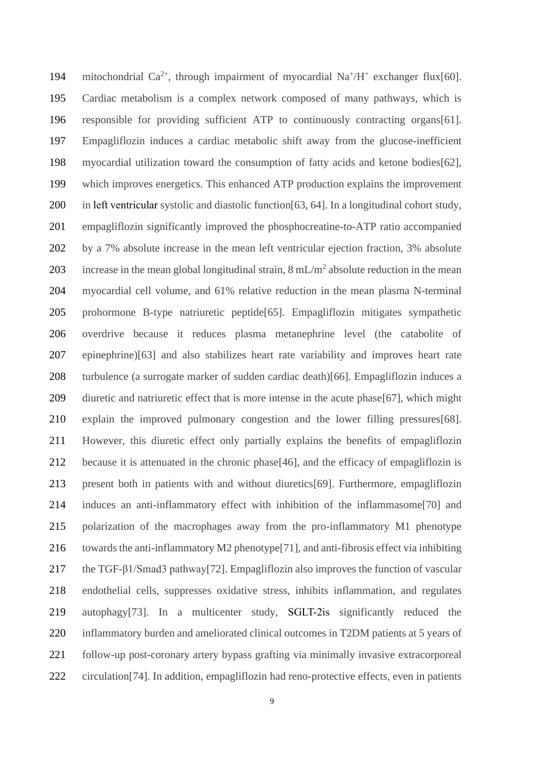mitochondrial $Ca^{2+}$, through impairment of myocardial $Na^{+}/H^{+}$ exchanger flux[60]. Cardiac metabolism is a complex network composed of many pathways, which is responsible for providing sufficient ATP to continuously contracting organs[61]. Empagliflozin induces a cardiac metabolic shift away from the glucose-inefficient myocardial utilization toward the consumption of fatty acids and ketone bodies[62], which improves energetics. This enhanced ATP production explains the improvement in left ventricular systolic and diastolic function[63, 64]. In a longitudinal cohort study, empagliflozin significantly improved the phosphocreatine-to-ATP ratio accompanied by a 7% absolute increase in the mean left ventricular ejection fraction, 3% absolute increase in the mean global longitudinal strain, 8 $mL/m^2$ absolute reduction in the mean myocardial cell volume, and 61% relative reduction in the mean plasma N-terminal prohormone B-type natriuretic peptide[65]. Empagliflozin mitigates sympathetic overdrive because it reduces plasma metanephrine level (the catabolite of epinephrine)[63] and also stabilizes heart rate variability and improves heart rate turbulence (a surrogate marker of sudden cardiac death)[66]. Empagliflozin induces a diuretic and natriuretic effect that is more intense in the acute phase[67], which might explain the improved pulmonary congestion and the lower filling pressures[68]. However, this diuretic effect only partially explains the benefits of empagliflozin because it is attenuated in the chronic phase[46], and the efficacy of empagliflozin is present both in patients with and without diuretics[69]. Furthermore, empagliflozin induces an anti-inflammatory effect with inhibition of the inflammasome[70] and polarization of the macrophages away from the pro-inflammatory M1 phenotype towards the anti-inflammatory M2 phenotype[71], and anti-fibrosis effect via inhibiting the TGF-β1/Smad3 pathway[72]. Empagliflozin also improves the function of vascular endothelial cells, suppresses oxidative stress, inhibits inflammation, and regulates autophagy[73]. In a multicenter study, SGLT-2is significantly reduced the inflammatory burden and ameliorated clinical outcomes in T2DM patients at 5 years of follow-up post-coronary artery bypass grafting via minimally invasive extracorporeal circulation[74]. In addition, empagliflozin had reno-protective effects, even in patients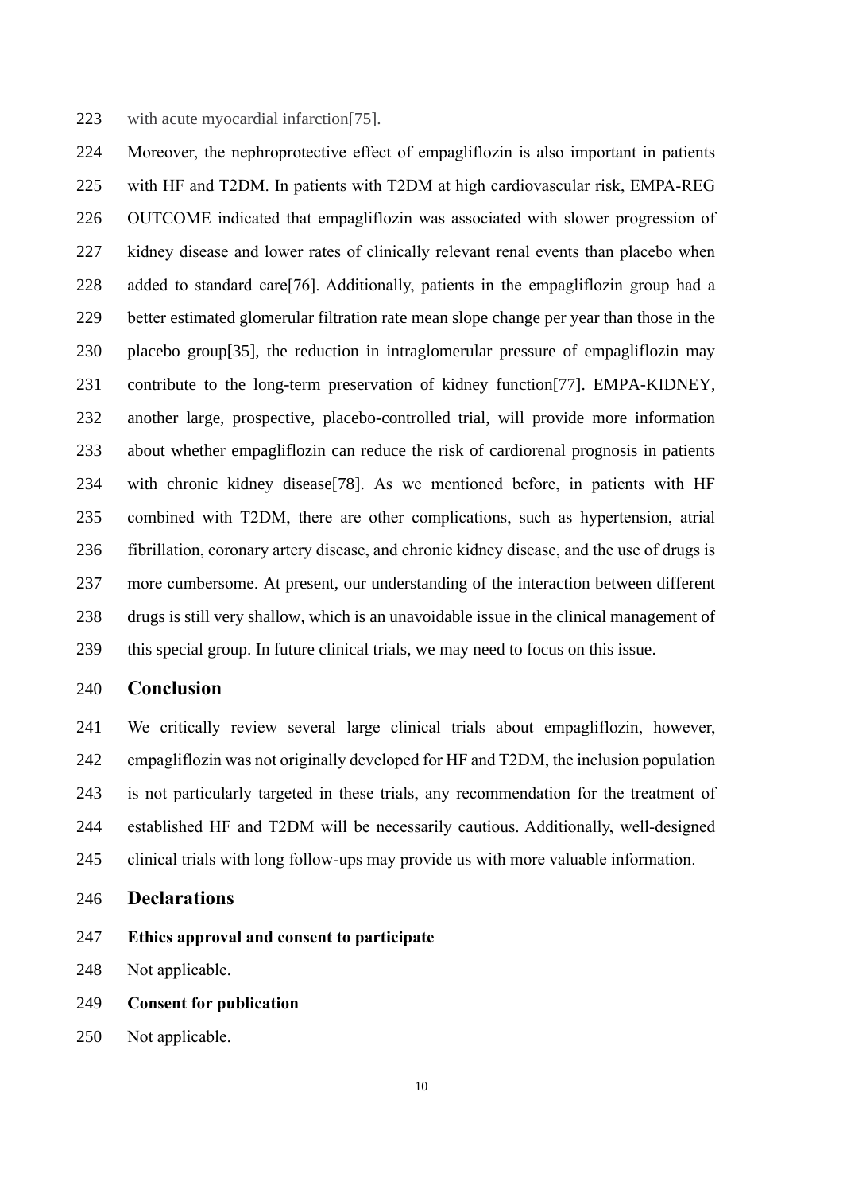with acute myocardial infarction[75].

Moreover, the nephroprotective effect of empagliflozin is also important in patients with HF and T2DM. In patients with T2DM at high cardiovascular risk, EMPA-REG OUTCOME indicated that empagliflozin was associated with slower progression of kidney disease and lower rates of clinically relevant renal events than placebo when added to standard care[76]. Additionally, patients in the empagliflozin group had a better estimated glomerular filtration rate mean slope change per year than those in the placebo group[35], the reduction in intraglomerular pressure of empagliflozin may contribute to the long-term preservation of kidney function[77]. EMPA-KIDNEY, another large, prospective, placebo-controlled trial, will provide more information about whether empagliflozin can reduce the risk of cardiorenal prognosis in patients with chronic kidney disease[78]. As we mentioned before, in patients with HF combined with T2DM, there are other complications, such as hypertension, atrial fibrillation, coronary artery disease, and chronic kidney disease, and the use of drugs is more cumbersome. At present, our understanding of the interaction between different drugs is still very shallow, which is an unavoidable issue in the clinical management of this special group. In future clinical trials, we may need to focus on this issue.

## Conclusion

We critically review several large clinical trials about empagliflozin, however, empagliflozin was not originally developed for HF and T2DM, the inclusion population is not particularly targeted in these trials, any recommendation for the treatment of established HF and T2DM will be necessarily cautious. Additionally, well-designed clinical trials with long follow-ups may provide us with more valuable information.

## Declarations

**Ethics approval and consent to participate**

Not applicable.

**Consent for publication**

Not applicable.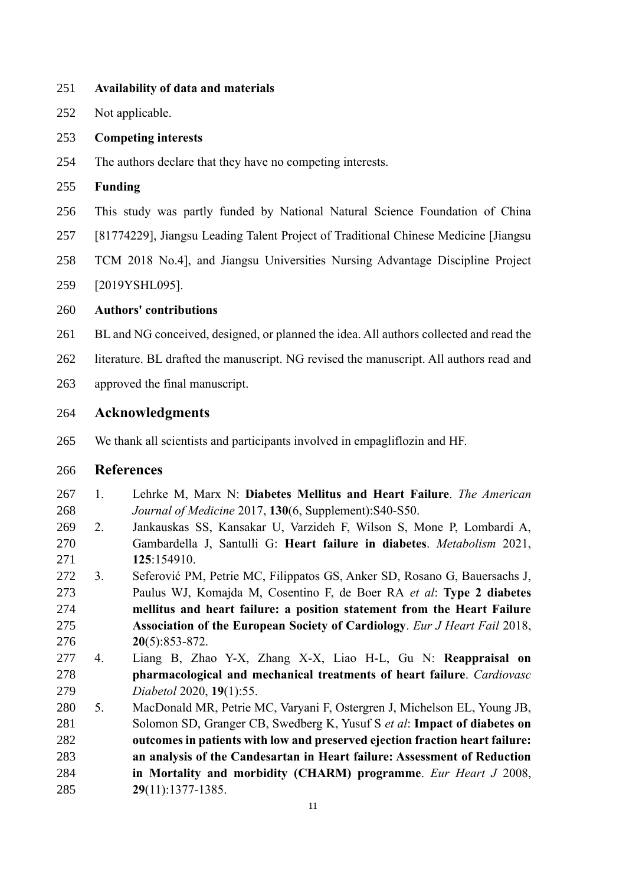**Availability of data and materials**

Not applicable.

**Competing interests**

The authors declare that they have no competing interests.

**Funding**

This study was partly funded by National Natural Science Foundation of China [81774229], Jiangsu Leading Talent Project of Traditional Chinese Medicine [Jiangsu TCM 2018 No.4], and Jiangsu Universities Nursing Advantage Discipline Project [2019YSHL095].

**Authors' contributions**

BL and NG conceived, designed, or planned the idea. All authors collected and read the literature. BL drafted the manuscript. NG revised the manuscript. All authors read and approved the final manuscript.

## Acknowledgments

We thank all scientists and participants involved in empagliflozin and HF.

## References

1. Lehrke M, Marx N: **Diabetes Mellitus and Heart Failure**. *The American Journal of Medicine* 2017, **130**(6, Supplement):S40-S50.
2. Jankauskas SS, Kansakar U, Varzideh F, Wilson S, Mone P, Lombardi A, Gambardella J, Santulli G: **Heart failure in diabetes**. *Metabolism* 2021, **125**:154910.
3. Seferović PM, Petrie MC, Filippatos GS, Anker SD, Rosano G, Bauersachs J, Paulus WJ, Komajda M, Cosentino F, de Boer RA *et al*: **Type 2 diabetes mellitus and heart failure: a position statement from the Heart Failure Association of the European Society of Cardiology**. *Eur J Heart Fail* 2018, **20**(5):853-872.
4. Liang B, Zhao Y-X, Zhang X-X, Liao H-L, Gu N: **Reappraisal on pharmacological and mechanical treatments of heart failure**. *Cardiovasc Diabetol* 2020, **19**(1):55.
5. MacDonald MR, Petrie MC, Varyani F, Ostergren J, Michelson EL, Young JB, Solomon SD, Granger CB, Swedberg K, Yusuf S *et al*: **Impact of diabetes on outcomes in patients with low and preserved ejection fraction heart failure: an analysis of the Candesartan in Heart failure: Assessment of Reduction in Mortality and morbidity (CHARM) programme**. *Eur Heart J* 2008, **29**(11):1377-1385.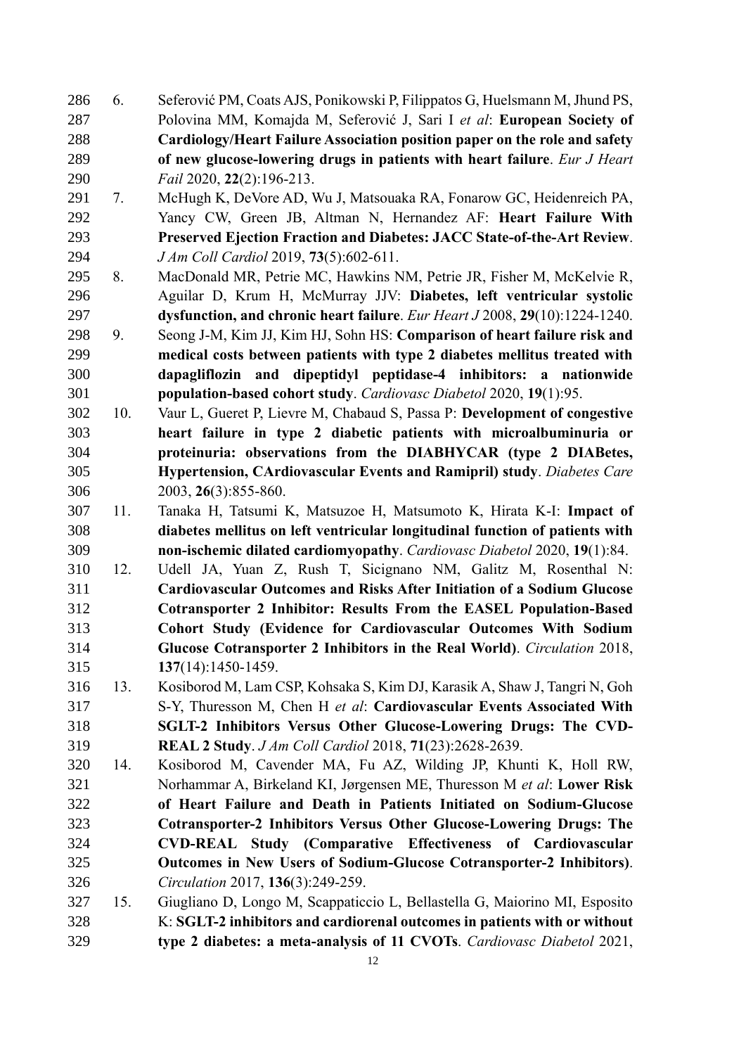6. Seferović PM, Coats AJS, Ponikowski P, Filippatos G, Huelsmann M, Jhund PS, Polovina MM, Komajda M, Seferović J, Sari I *et al*: **European Society of Cardiology/Heart Failure Association position paper on the role and safety of new glucose-lowering drugs in patients with heart failure**. *Eur J Heart Fail* 2020, **22**(2):196-213.
7. McHugh K, DeVore AD, Wu J, Matsouaka RA, Fonarow GC, Heidenreich PA, Yancy CW, Green JB, Altman N, Hernandez AF: **Heart Failure With Preserved Ejection Fraction and Diabetes: JACC State-of-the-Art Review**. *J Am Coll Cardiol* 2019, **73**(5):602-611.
8. MacDonald MR, Petrie MC, Hawkins NM, Petrie JR, Fisher M, McKelvie R, Aguilar D, Krum H, McMurray JJV: **Diabetes, left ventricular systolic dysfunction, and chronic heart failure**. *Eur Heart J* 2008, **29**(10):1224-1240.
9. Seong J-M, Kim JJ, Kim HJ, Sohn HS: **Comparison of heart failure risk and medical costs between patients with type 2 diabetes mellitus treated with dapagliflozin and dipeptidyl peptidase-4 inhibitors: a nationwide population-based cohort study**. *Cardiovasc Diabetol* 2020, **19**(1):95.
10. Vaur L, Gueret P, Lievre M, Chabaud S, Passa P: **Development of congestive heart failure in type 2 diabetic patients with microalbuminuria or proteinuria: observations from the DIABHYCAR (type 2 DIABetes, Hypertension, CArdiovascular Events and Ramipril) study**. *Diabetes Care* 2003, **26**(3):855-860.
11. Tanaka H, Tatsumi K, Matsuzoe H, Matsumoto K, Hirata K-I: **Impact of diabetes mellitus on left ventricular longitudinal function of patients with non-ischemic dilated cardiomyopathy**. *Cardiovasc Diabetol* 2020, **19**(1):84.
12. Udell JA, Yuan Z, Rush T, Sicignano NM, Galitz M, Rosenthal N: **Cardiovascular Outcomes and Risks After Initiation of a Sodium Glucose Cotransporter 2 Inhibitor: Results From the EASEL Population-Based Cohort Study (Evidence for Cardiovascular Outcomes With Sodium Glucose Cotransporter 2 Inhibitors in the Real World)**. *Circulation* 2018, **137**(14):1450-1459.
13. Kosiborod M, Lam CSP, Kohsaka S, Kim DJ, Karasik A, Shaw J, Tangri N, Goh S-Y, Thuresson M, Chen H *et al*: **Cardiovascular Events Associated With SGLT-2 Inhibitors Versus Other Glucose-Lowering Drugs: The CVD-REAL 2 Study**. *J Am Coll Cardiol* 2018, **71**(23):2628-2639.
14. Kosiborod M, Cavender MA, Fu AZ, Wilding JP, Khunti K, Holl RW, Norhammar A, Birkeland KI, Jørgensen ME, Thuresson M *et al*: **Lower Risk of Heart Failure and Death in Patients Initiated on Sodium-Glucose Cotransporter-2 Inhibitors Versus Other Glucose-Lowering Drugs: The CVD-REAL Study (Comparative Effectiveness of Cardiovascular Outcomes in New Users of Sodium-Glucose Cotransporter-2 Inhibitors)**. *Circulation* 2017, **136**(3):249-259.
15. Giugliano D, Longo M, Scappaticcio L, Bellastella G, Maiorino MI, Esposito K: **SGLT-2 inhibitors and cardiorenal outcomes in patients with or without type 2 diabetes: a meta-analysis of 11 CVOTs**. *Cardiovasc Diabetol* 2021,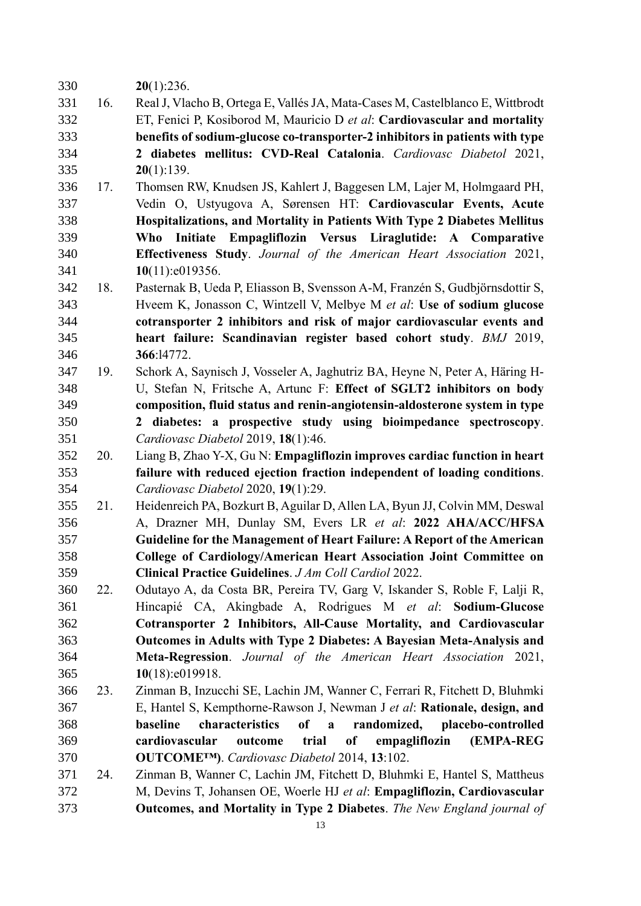**20**(1):236.

16. Real J, Vlacho B, Ortega E, Vallés JA, Mata-Cases M, Castelblanco E, Wittbrodt ET, Fenici P, Kosiborod M, Mauricio D *et al*: **Cardiovascular and mortality benefits of sodium-glucose co-transporter-2 inhibitors in patients with type 2 diabetes mellitus: CVD-Real Catalonia**. *Cardiovasc Diabetol* 2021, **20**(1):139.

17. Thomsen RW, Knudsen JS, Kahlert J, Baggesen LM, Lajer M, Holmgaard PH, Vedin O, Ustyugova A, Sørensen HT: **Cardiovascular Events, Acute Hospitalizations, and Mortality in Patients With Type 2 Diabetes Mellitus Who Initiate Empagliflozin Versus Liraglutide: A Comparative Effectiveness Study**. *Journal of the American Heart Association* 2021, **10**(11):e019356.

18. Pasternak B, Ueda P, Eliasson B, Svensson A-M, Franzén S, Gudbjörnsdottir S, Hveem K, Jonasson C, Wintzell V, Melbye M *et al*: **Use of sodium glucose cotransporter 2 inhibitors and risk of major cardiovascular events and heart failure: Scandinavian register based cohort study**. *BMJ* 2019, **366**:l4772.

19. Schork A, Saynisch J, Vosseler A, Jaghutriz BA, Heyne N, Peter A, Häring H-U, Stefan N, Fritsche A, Artunc F: **Effect of SGLT2 inhibitors on body composition, fluid status and renin-angiotensin-aldosterone system in type 2 diabetes: a prospective study using bioimpedance spectroscopy**. *Cardiovasc Diabetol* 2019, **18**(1):46.

20. Liang B, Zhao Y-X, Gu N: **Empagliflozin improves cardiac function in heart failure with reduced ejection fraction independent of loading conditions**. *Cardiovasc Diabetol* 2020, **19**(1):29.

21. Heidenreich PA, Bozkurt B, Aguilar D, Allen LA, Byun JJ, Colvin MM, Deswal A, Drazner MH, Dunlay SM, Evers LR *et al*: **2022 AHA/ACC/HFSA Guideline for the Management of Heart Failure: A Report of the American College of Cardiology/American Heart Association Joint Committee on Clinical Practice Guidelines**. *J Am Coll Cardiol* 2022.

22. Odutayo A, da Costa BR, Pereira TV, Garg V, Iskander S, Roble F, Lalji R, Hincapié CA, Akingbade A, Rodrigues M *et al*: **Sodium-Glucose Cotransporter 2 Inhibitors, All-Cause Mortality, and Cardiovascular Outcomes in Adults with Type 2 Diabetes: A Bayesian Meta-Analysis and Meta-Regression**. *Journal of the American Heart Association* 2021, **10**(18):e019918.

23. Zinman B, Inzucchi SE, Lachin JM, Wanner C, Ferrari R, Fitchett D, Bluhmki E, Hantel S, Kempthorne-Rawson J, Newman J *et al*: **Rationale, design, and baseline characteristics of a randomized, placebo-controlled cardiovascular outcome trial of empagliflozin (EMPA-REG OUTCOME™)**. *Cardiovasc Diabetol* 2014, **13**:102.

24. Zinman B, Wanner C, Lachin JM, Fitchett D, Bluhmki E, Hantel S, Mattheus M, Devins T, Johansen OE, Woerle HJ *et al*: **Empagliflozin, Cardiovascular Outcomes, and Mortality in Type 2 Diabetes**. *The New England journal of*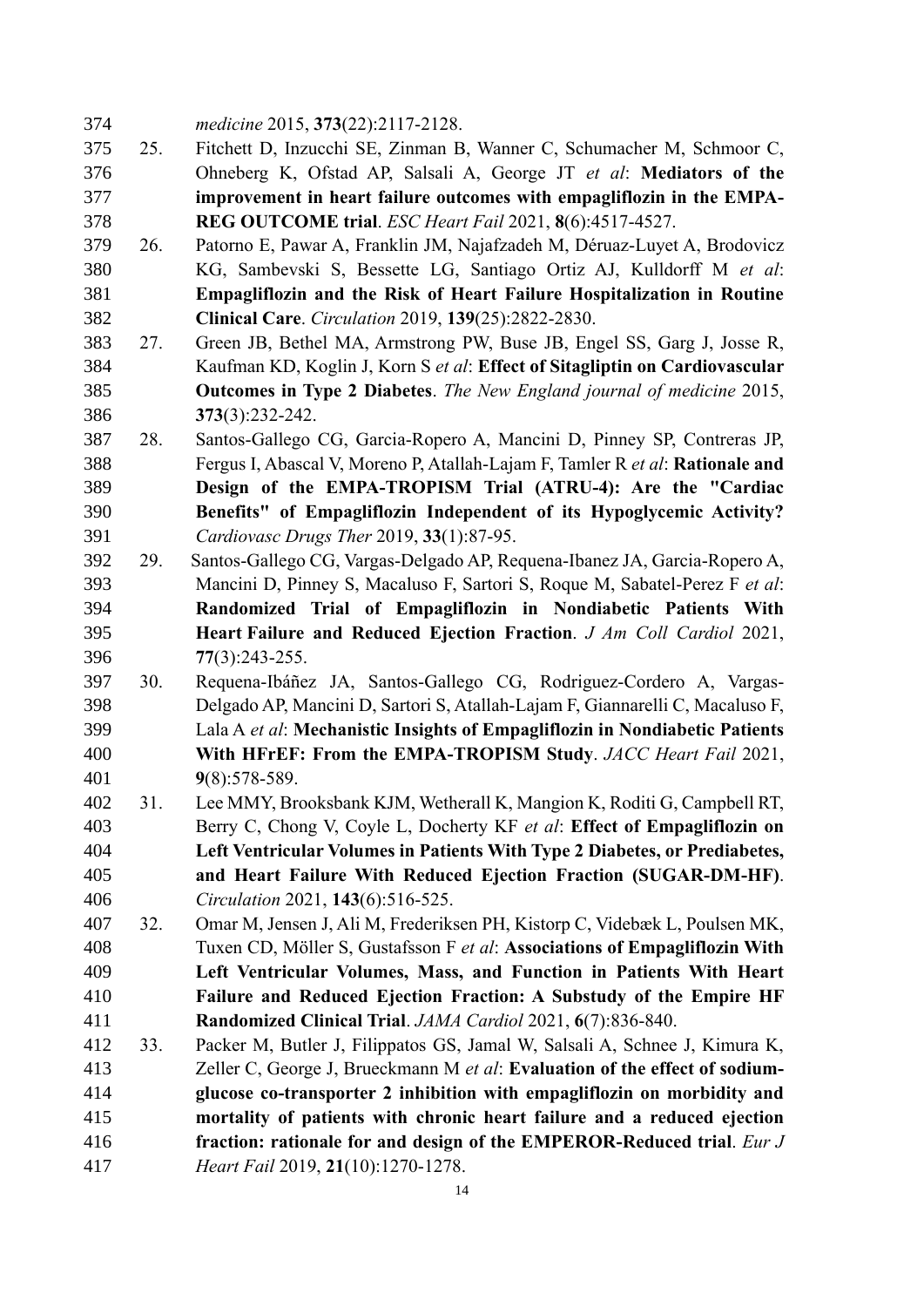*medicine* 2015, **373**(22):2117-2128.

25. Fitchett D, Inzucchi SE, Zinman B, Wanner C, Schumacher M, Schmoor C, Ohneberg K, Ofstad AP, Salsali A, George JT *et al*: **Mediators of the improvement in heart failure outcomes with empagliflozin in the EMPA-REG OUTCOME trial**. *ESC Heart Fail* 2021, **8**(6):4517-4527.
26. Patorno E, Pawar A, Franklin JM, Najafzadeh M, Déruaz-Luyet A, Brodovicz KG, Sambevski S, Bessette LG, Santiago Ortiz AJ, Kulldorff M *et al*: **Empagliflozin and the Risk of Heart Failure Hospitalization in Routine Clinical Care**. *Circulation* 2019, **139**(25):2822-2830.
27. Green JB, Bethel MA, Armstrong PW, Buse JB, Engel SS, Garg J, Josse R, Kaufman KD, Koglin J, Korn S *et al*: **Effect of Sitagliptin on Cardiovascular Outcomes in Type 2 Diabetes**. *The New England journal of medicine* 2015, **373**(3):232-242.
28. Santos-Gallego CG, Garcia-Ropero A, Mancini D, Pinney SP, Contreras JP, Fergus I, Abascal V, Moreno P, Atallah-Lajam F, Tamler R *et al*: **Rationale and Design of the EMPA-TROPISM Trial (ATRU-4): Are the "Cardiac Benefits" of Empagliflozin Independent of its Hypoglycemic Activity?** *Cardiovasc Drugs Ther* 2019, **33**(1):87-95.
29. Santos-Gallego CG, Vargas-Delgado AP, Requena-Ibanez JA, Garcia-Ropero A, Mancini D, Pinney S, Macaluso F, Sartori S, Roque M, Sabatel-Perez F *et al*: **Randomized Trial of Empagliflozin in Nondiabetic Patients With Heart Failure and Reduced Ejection Fraction**. *J Am Coll Cardiol* 2021, **77**(3):243-255.
30. Requena-Ibáñez JA, Santos-Gallego CG, Rodriguez-Cordero A, Vargas-Delgado AP, Mancini D, Sartori S, Atallah-Lajam F, Giannarelli C, Macaluso F, Lala A *et al*: **Mechanistic Insights of Empagliflozin in Nondiabetic Patients With HFrEF: From the EMPA-TROPISM Study**. *JACC Heart Fail* 2021, **9**(8):578-589.
31. Lee MMY, Brooksbank KJM, Wetherall K, Mangion K, Roditi G, Campbell RT, Berry C, Chong V, Coyle L, Docherty KF *et al*: **Effect of Empagliflozin on Left Ventricular Volumes in Patients With Type 2 Diabetes, or Prediabetes, and Heart Failure With Reduced Ejection Fraction (SUGAR-DM-HF)**. *Circulation* 2021, **143**(6):516-525.
32. Omar M, Jensen J, Ali M, Frederiksen PH, Kistorp C, Videbæk L, Poulsen MK, Tuxen CD, Möller S, Gustafsson F *et al*: **Associations of Empagliflozin With Left Ventricular Volumes, Mass, and Function in Patients With Heart Failure and Reduced Ejection Fraction: A Substudy of the Empire HF Randomized Clinical Trial**. *JAMA Cardiol* 2021, **6**(7):836-840.
33. Packer M, Butler J, Filippatos GS, Jamal W, Salsali A, Schnee J, Kimura K, Zeller C, George J, Brueckmann M *et al*: **Evaluation of the effect of sodium-glucose co-transporter 2 inhibition with empagliflozin on morbidity and mortality of patients with chronic heart failure and a reduced ejection fraction: rationale for and design of the EMPEROR-Reduced trial**. *Eur J Heart Fail* 2019, **21**(10):1270-1278.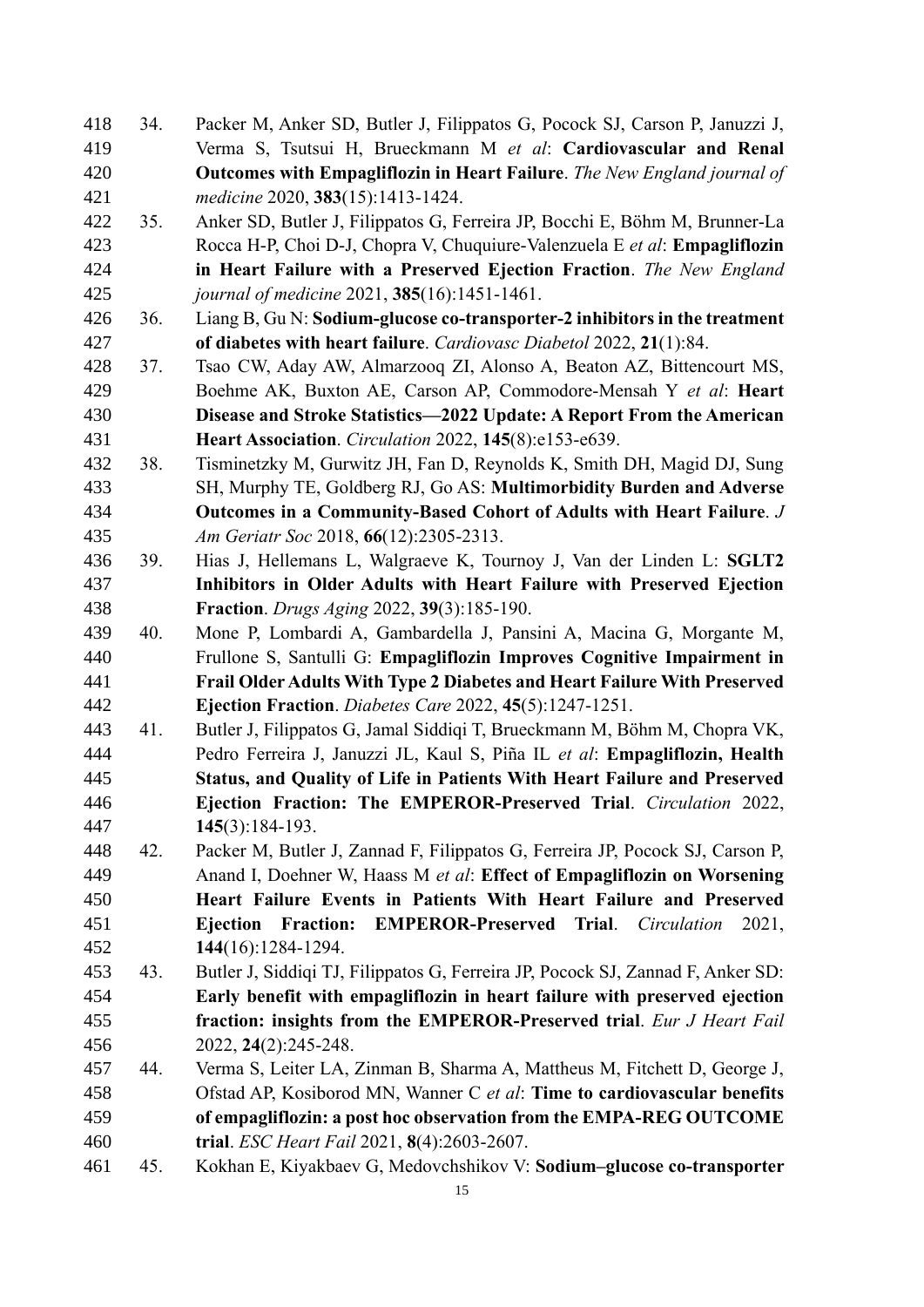34. Packer M, Anker SD, Butler J, Filippatos G, Pocock SJ, Carson P, Januzzi J, Verma S, Tsutsui H, Brueckmann M *et al*: **Cardiovascular and Renal Outcomes with Empagliflozin in Heart Failure**. *The New England journal of medicine* 2020, **383**(15):1413-1424.
35. Anker SD, Butler J, Filippatos G, Ferreira JP, Bocchi E, Böhm M, Brunner-La Rocca H-P, Choi D-J, Chopra V, Chuquiure-Valenzuela E *et al*: **Empagliflozin in Heart Failure with a Preserved Ejection Fraction**. *The New England journal of medicine* 2021, **385**(16):1451-1461.
36. Liang B, Gu N: **Sodium-glucose co-transporter-2 inhibitors in the treatment of diabetes with heart failure**. *Cardiovasc Diabetol* 2022, **21**(1):84.
37. Tsao CW, Aday AW, Almarzooq ZI, Alonso A, Beaton AZ, Bittencourt MS, Boehme AK, Buxton AE, Carson AP, Commodore-Mensah Y *et al*: **Heart Disease and Stroke Statistics—2022 Update: A Report From the American Heart Association**. *Circulation* 2022, **145**(8):e153-e639.
38. Tisminetzky M, Gurwitz JH, Fan D, Reynolds K, Smith DH, Magid DJ, Sung SH, Murphy TE, Goldberg RJ, Go AS: **Multimorbidity Burden and Adverse Outcomes in a Community-Based Cohort of Adults with Heart Failure**. *J Am Geriatr Soc* 2018, **66**(12):2305-2313.
39. Hias J, Hellemans L, Walgraeve K, Tournoy J, Van der Linden L: **SGLT2 Inhibitors in Older Adults with Heart Failure with Preserved Ejection Fraction**. *Drugs Aging* 2022, **39**(3):185-190.
40. Mone P, Lombardi A, Gambardella J, Pansini A, Macina G, Morgante M, Frullone S, Santulli G: **Empagliflozin Improves Cognitive Impairment in Frail Older Adults With Type 2 Diabetes and Heart Failure With Preserved Ejection Fraction**. *Diabetes Care* 2022, **45**(5):1247-1251.
41. Butler J, Filippatos G, Jamal Siddiqi T, Brueckmann M, Böhm M, Chopra VK, Pedro Ferreira J, Januzzi JL, Kaul S, Piña IL *et al*: **Empagliflozin, Health Status, and Quality of Life in Patients With Heart Failure and Preserved Ejection Fraction: The EMPEROR-Preserved Trial**. *Circulation* 2022, **145**(3):184-193.
42. Packer M, Butler J, Zannad F, Filippatos G, Ferreira JP, Pocock SJ, Carson P, Anand I, Doehner W, Haass M *et al*: **Effect of Empagliflozin on Worsening Heart Failure Events in Patients With Heart Failure and Preserved Ejection Fraction: EMPEROR-Preserved Trial**. *Circulation* 2021, **144**(16):1284-1294.
43. Butler J, Siddiqi TJ, Filippatos G, Ferreira JP, Pocock SJ, Zannad F, Anker SD: **Early benefit with empagliflozin in heart failure with preserved ejection fraction: insights from the EMPEROR-Preserved trial**. *Eur J Heart Fail* 2022, **24**(2):245-248.
44. Verma S, Leiter LA, Zinman B, Sharma A, Mattheus M, Fitchett D, George J, Ofstad AP, Kosiborod MN, Wanner C *et al*: **Time to cardiovascular benefits of empagliflozin: a post hoc observation from the EMPA-REG OUTCOME trial**. *ESC Heart Fail* 2021, **8**(4):2603-2607.
45. Kokhan E, Kiyakbaev G, Medovchshikov V: **Sodium–glucose co-transporter**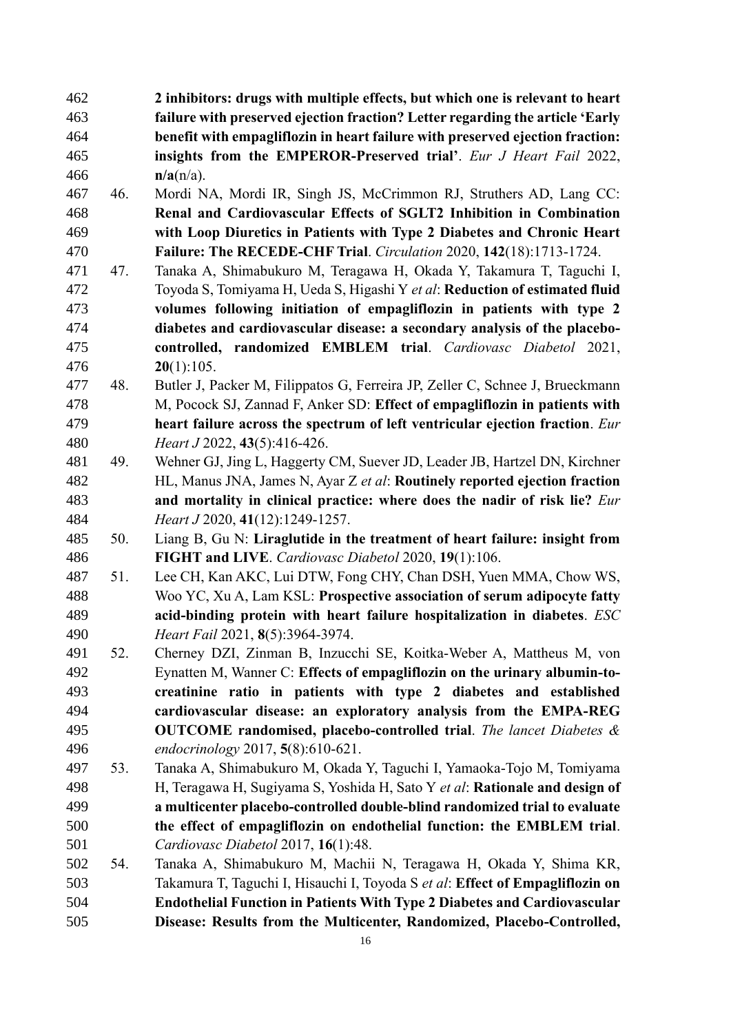**2 inhibitors: drugs with multiple effects, but which one is relevant to heart failure with preserved ejection fraction? Letter regarding the article 'Early benefit with empagliflozin in heart failure with preserved ejection fraction: insights from the EMPEROR-Preserved trial'**. *Eur J Heart Fail* 2022, **n/a**(n/a).

46. Mordi NA, Mordi IR, Singh JS, McCrimmon RJ, Struthers AD, Lang CC: **Renal and Cardiovascular Effects of SGLT2 Inhibition in Combination with Loop Diuretics in Patients with Type 2 Diabetes and Chronic Heart Failure: The RECEDE-CHF Trial**. *Circulation* 2020, **142**(18):1713-1724.
47. Tanaka A, Shimabukuro M, Teragawa H, Okada Y, Takamura T, Taguchi I, Toyoda S, Tomiyama H, Ueda S, Higashi Y *et al*: **Reduction of estimated fluid volumes following initiation of empagliflozin in patients with type 2 diabetes and cardiovascular disease: a secondary analysis of the placebo-controlled, randomized EMBLEM trial**. *Cardiovasc Diabetol* 2021, **20**(1):105.
48. Butler J, Packer M, Filippatos G, Ferreira JP, Zeller C, Schnee J, Brueckmann M, Pocock SJ, Zannad F, Anker SD: **Effect of empagliflozin in patients with heart failure across the spectrum of left ventricular ejection fraction**. *Eur Heart J* 2022, **43**(5):416-426.
49. Wehner GJ, Jing L, Haggerty CM, Suever JD, Leader JB, Hartzel DN, Kirchner HL, Manus JNA, James N, Ayar Z *et al*: **Routinely reported ejection fraction and mortality in clinical practice: where does the nadir of risk lie?** *Eur Heart J* 2020, **41**(12):1249-1257.
50. Liang B, Gu N: **Liraglutide in the treatment of heart failure: insight from FIGHT and LIVE**. *Cardiovasc Diabetol* 2020, **19**(1):106.
51. Lee CH, Kan AKC, Lui DTW, Fong CHY, Chan DSH, Yuen MMA, Chow WS, Woo YC, Xu A, Lam KSL: **Prospective association of serum adipocyte fatty acid-binding protein with heart failure hospitalization in diabetes**. *ESC Heart Fail* 2021, **8**(5):3964-3974.
52. Cherney DZI, Zinman B, Inzucchi SE, Koitka-Weber A, Mattheus M, von Eynatten M, Wanner C: **Effects of empagliflozin on the urinary albumin-to-creatinine ratio in patients with type 2 diabetes and established cardiovascular disease: an exploratory analysis from the EMPA-REG OUTCOME randomised, placebo-controlled trial**. *The lancet Diabetes & endocrinology* 2017, **5**(8):610-621.
53. Tanaka A, Shimabukuro M, Okada Y, Taguchi I, Yamaoka-Tojo M, Tomiyama H, Teragawa H, Sugiyama S, Yoshida H, Sato Y *et al*: **Rationale and design of a multicenter placebo-controlled double-blind randomized trial to evaluate the effect of empagliflozin on endothelial function: the EMBLEM trial**. *Cardiovasc Diabetol* 2017, **16**(1):48.
54. Tanaka A, Shimabukuro M, Machii N, Teragawa H, Okada Y, Shima KR, Takamura T, Taguchi I, Hisauchi I, Toyoda S *et al*: **Effect of Empagliflozin on Endothelial Function in Patients With Type 2 Diabetes and Cardiovascular Disease: Results from the Multicenter, Randomized, Placebo-Controlled,**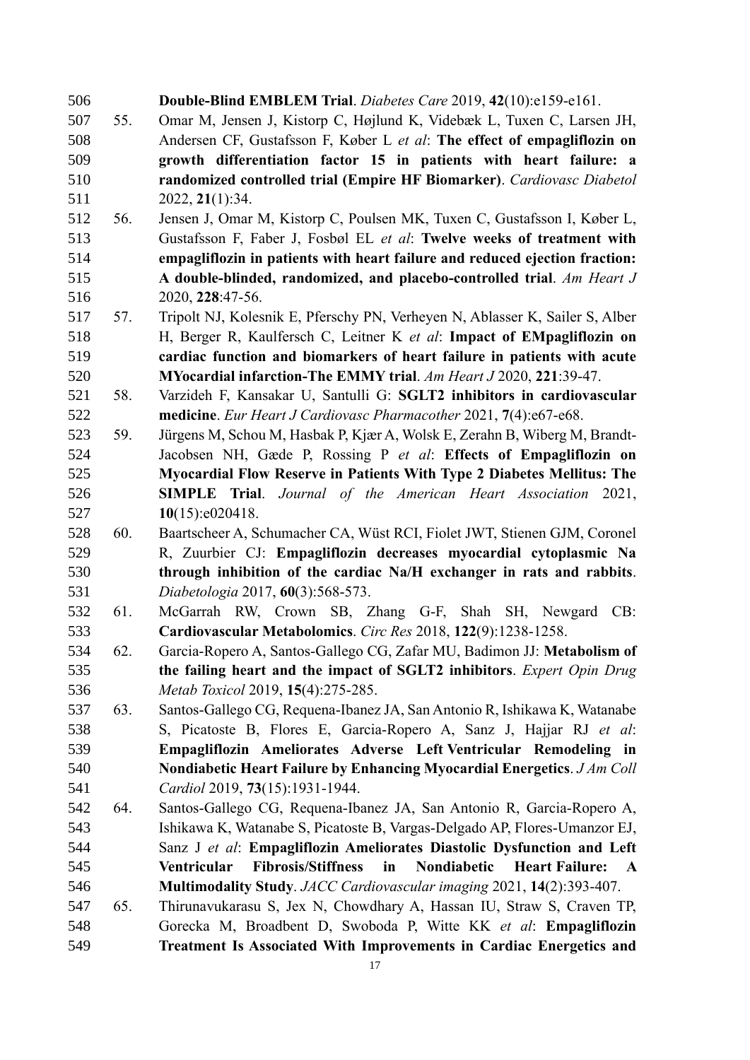**Double-Blind EMBLEM Trial**. *Diabetes Care* 2019, **42**(10):e159-e161.

55. Omar M, Jensen J, Kistorp C, Højlund K, Videbæk L, Tuxen C, Larsen JH, Andersen CF, Gustafsson F, Køber L *et al*: **The effect of empagliflozin on growth differentiation factor 15 in patients with heart failure: a randomized controlled trial (Empire HF Biomarker)**. *Cardiovasc Diabetol* 2022, **21**(1):34.
56. Jensen J, Omar M, Kistorp C, Poulsen MK, Tuxen C, Gustafsson I, Køber L, Gustafsson F, Faber J, Fosbøl EL *et al*: **Twelve weeks of treatment with empagliflozin in patients with heart failure and reduced ejection fraction: A double-blinded, randomized, and placebo-controlled trial**. *Am Heart J* 2020, **228**:47-56.
57. Tripolt NJ, Kolesnik E, Pferschy PN, Verheyen N, Ablasser K, Sailer S, Alber H, Berger R, Kaulfersch C, Leitner K *et al*: **Impact of EMpagliflozin on cardiac function and biomarkers of heart failure in patients with acute MYocardial infarction-The EMMY trial**. *Am Heart J* 2020, **221**:39-47.
58. Varzideh F, Kansakar U, Santulli G: **SGLT2 inhibitors in cardiovascular medicine**. *Eur Heart J Cardiovasc Pharmacother* 2021, **7**(4):e67-e68.
59. Jürgens M, Schou M, Hasbak P, Kjær A, Wolsk E, Zerahn B, Wiberg M, Brandt-Jacobsen NH, Gæde P, Rossing P *et al*: **Effects of Empagliflozin on Myocardial Flow Reserve in Patients With Type 2 Diabetes Mellitus: The SIMPLE Trial**. *Journal of the American Heart Association* 2021, **10**(15):e020418.
60. Baartscheer A, Schumacher CA, Wüst RCI, Fiolet JWT, Stienen GJM, Coronel R, Zuurbier CJ: **Empagliflozin decreases myocardial cytoplasmic Na through inhibition of the cardiac Na/H exchanger in rats and rabbits**. *Diabetologia* 2017, **60**(3):568-573.
61. McGarrah RW, Crown SB, Zhang G-F, Shah SH, Newgard CB: **Cardiovascular Metabolomics**. *Circ Res* 2018, **122**(9):1238-1258.
62. Garcia-Ropero A, Santos-Gallego CG, Zafar MU, Badimon JJ: **Metabolism of the failing heart and the impact of SGLT2 inhibitors**. *Expert Opin Drug Metab Toxicol* 2019, **15**(4):275-285.
63. Santos-Gallego CG, Requena-Ibanez JA, San Antonio R, Ishikawa K, Watanabe S, Picatoste B, Flores E, Garcia-Ropero A, Sanz J, Hajjar RJ *et al*: **Empagliflozin Ameliorates Adverse Left Ventricular Remodeling in Nondiabetic Heart Failure by Enhancing Myocardial Energetics**. *J Am Coll Cardiol* 2019, **73**(15):1931-1944.
64. Santos-Gallego CG, Requena-Ibanez JA, San Antonio R, Garcia-Ropero A, Ishikawa K, Watanabe S, Picatoste B, Vargas-Delgado AP, Flores-Umanzor EJ, Sanz J *et al*: **Empagliflozin Ameliorates Diastolic Dysfunction and Left Ventricular Fibrosis/Stiffness in Nondiabetic Heart Failure: A Multimodality Study**. *JACC Cardiovascular imaging* 2021, **14**(2):393-407.
65. Thirunavukarasu S, Jex N, Chowdhary A, Hassan IU, Straw S, Craven TP, Gorecka M, Broadbent D, Swoboda P, Witte KK *et al*: **Empagliflozin Treatment Is Associated With Improvements in Cardiac Energetics and**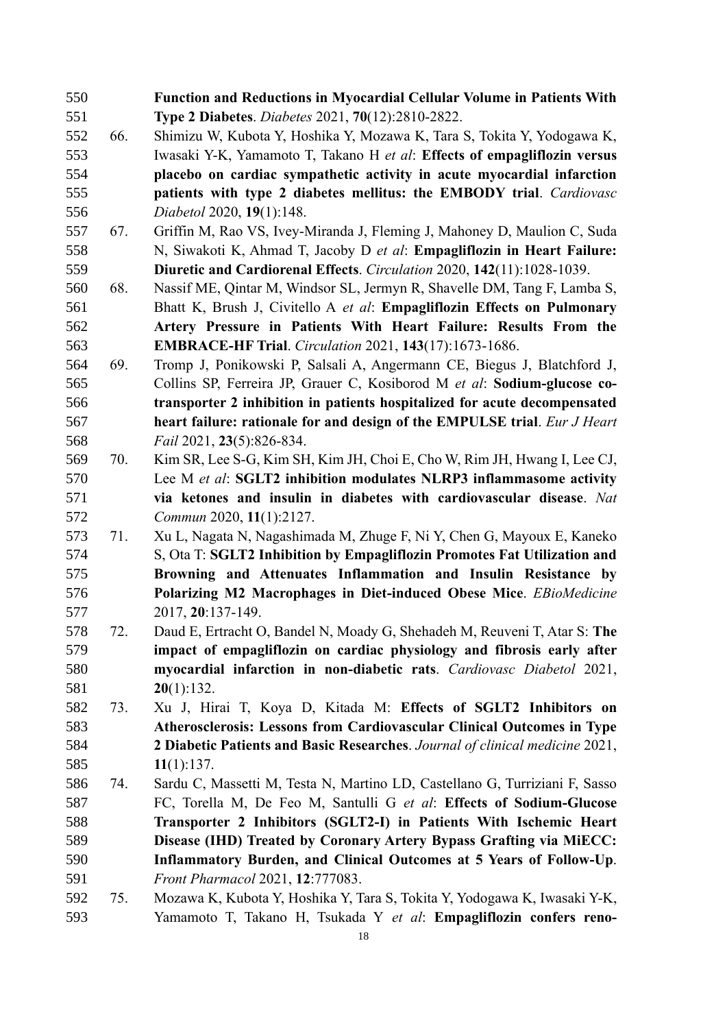**Function and Reductions in Myocardial Cellular Volume in Patients With Type 2 Diabetes**. *Diabetes* 2021, **70**(12):2810-2822.

66. Shimizu W, Kubota Y, Hoshika Y, Mozawa K, Tara S, Tokita Y, Yodogawa K, Iwasaki Y-K, Yamamoto T, Takano H *et al*: **Effects of empagliflozin versus placebo on cardiac sympathetic activity in acute myocardial infarction patients with type 2 diabetes mellitus: the EMBODY trial**. *Cardiovasc Diabetol* 2020, **19**(1):148.
67. Griffin M, Rao VS, Ivey-Miranda J, Fleming J, Mahoney D, Maulion C, Suda N, Siwakoti K, Ahmad T, Jacoby D *et al*: **Empagliflozin in Heart Failure: Diuretic and Cardiorenal Effects**. *Circulation* 2020, **142**(11):1028-1039.
68. Nassif ME, Qintar M, Windsor SL, Jermyn R, Shavelle DM, Tang F, Lamba S, Bhatt K, Brush J, Civitello A *et al*: **Empagliflozin Effects on Pulmonary Artery Pressure in Patients With Heart Failure: Results From the EMBRACE-HF Trial**. *Circulation* 2021, **143**(17):1673-1686.
69. Tromp J, Ponikowski P, Salsali A, Angermann CE, Biegus J, Blatchford J, Collins SP, Ferreira JP, Grauer C, Kosiborod M *et al*: **Sodium-glucose co-transporter 2 inhibition in patients hospitalized for acute decompensated heart failure: rationale for and design of the EMPULSE trial**. *Eur J Heart Fail* 2021, **23**(5):826-834.
70. Kim SR, Lee S-G, Kim SH, Kim JH, Choi E, Cho W, Rim JH, Hwang I, Lee CJ, Lee M *et al*: **SGLT2 inhibition modulates NLRP3 inflammasome activity via ketones and insulin in diabetes with cardiovascular disease**. *Nat Commun* 2020, **11**(1):2127.
71. Xu L, Nagata N, Nagashimada M, Zhuge F, Ni Y, Chen G, Mayoux E, Kaneko S, Ota T: **SGLT2 Inhibition by Empagliflozin Promotes Fat Utilization and Browning and Attenuates Inflammation and Insulin Resistance by Polarizing M2 Macrophages in Diet-induced Obese Mice**. *EBioMedicine* 2017, **20**:137-149.
72. Daud E, Ertracht O, Bandel N, Moady G, Shehadeh M, Reuveni T, Atar S: **The impact of empagliflozin on cardiac physiology and fibrosis early after myocardial infarction in non-diabetic rats**. *Cardiovasc Diabetol* 2021, **20**(1):132.
73. Xu J, Hirai T, Koya D, Kitada M: **Effects of SGLT2 Inhibitors on Atherosclerosis: Lessons from Cardiovascular Clinical Outcomes in Type 2 Diabetic Patients and Basic Researches**. *Journal of clinical medicine* 2021, **11**(1):137.
74. Sardu C, Massetti M, Testa N, Martino LD, Castellano G, Turriziani F, Sasso FC, Torella M, De Feo M, Santulli G *et al*: **Effects of Sodium-Glucose Transporter 2 Inhibitors (SGLT2-I) in Patients With Ischemic Heart Disease (IHD) Treated by Coronary Artery Bypass Grafting via MiECC: Inflammatory Burden, and Clinical Outcomes at 5 Years of Follow-Up**. *Front Pharmacol* 2021, **12**:777083.
75. Mozawa K, Kubota Y, Hoshika Y, Tara S, Tokita Y, Yodogawa K, Iwasaki Y-K, Yamamoto T, Takano H, Tsukada Y *et al*: **Empagliflozin confers reno-**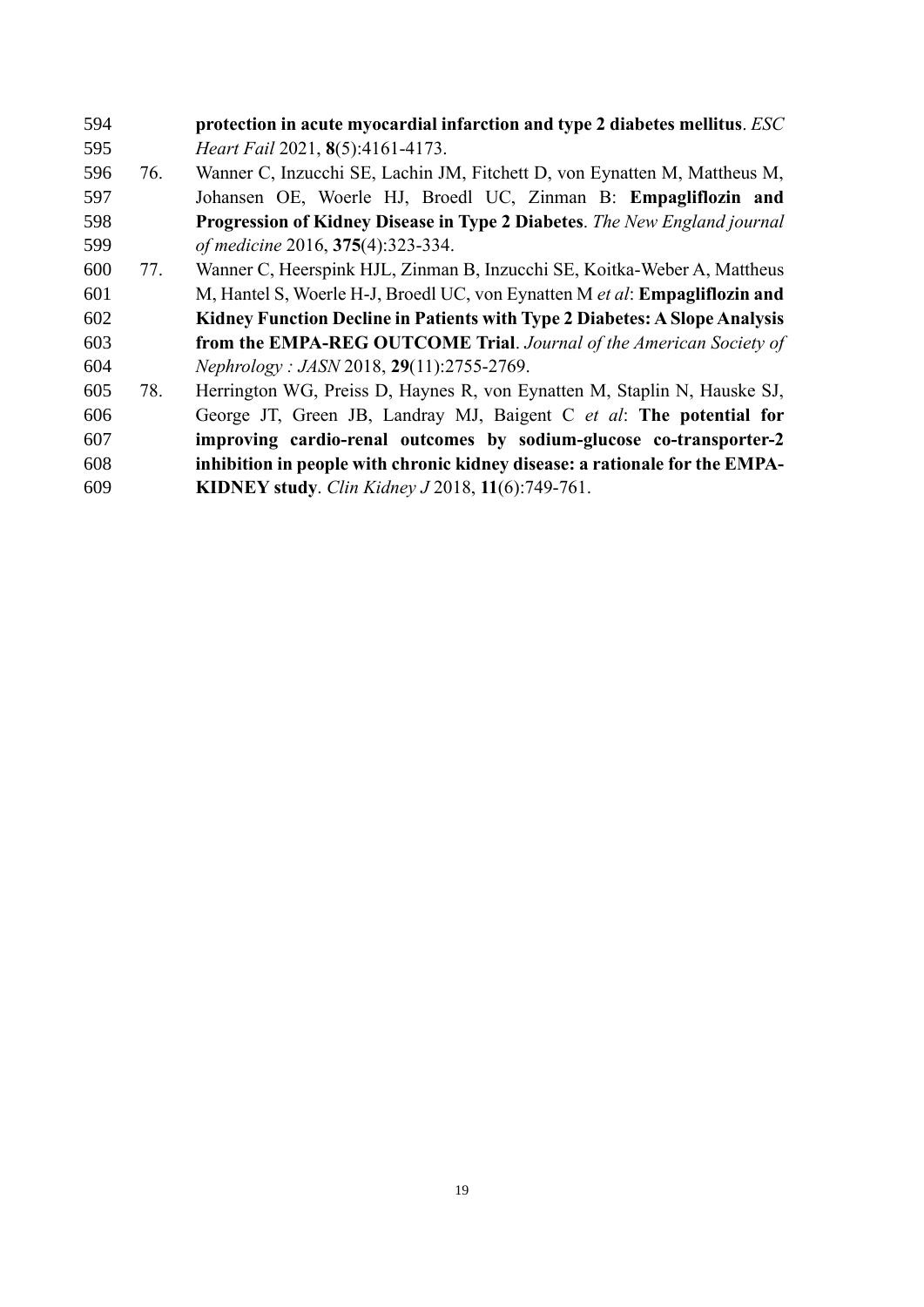**protection in acute myocardial infarction and type 2 diabetes mellitus**. *ESC Heart Fail* 2021, **8**(5):4161-4173.

76. Wanner C, Inzucchi SE, Lachin JM, Fitchett D, von Eynatten M, Mattheus M, Johansen OE, Woerle HJ, Broedl UC, Zinman B: **Empagliflozin and Progression of Kidney Disease in Type 2 Diabetes**. *The New England journal of medicine* 2016, **375**(4):323-334.

77. Wanner C, Heerspink HJL, Zinman B, Inzucchi SE, Koitka-Weber A, Mattheus M, Hantel S, Woerle H-J, Broedl UC, von Eynatten M *et al*: **Empagliflozin and Kidney Function Decline in Patients with Type 2 Diabetes: A Slope Analysis from the EMPA-REG OUTCOME Trial**. *Journal of the American Society of Nephrology : JASN* 2018, **29**(11):2755-2769.

78. Herrington WG, Preiss D, Haynes R, von Eynatten M, Staplin N, Hauske SJ, George JT, Green JB, Landray MJ, Baigent C *et al*: **The potential for improving cardio-renal outcomes by sodium-glucose co-transporter-2 inhibition in people with chronic kidney disease: a rationale for the EMPA-KIDNEY study**. *Clin Kidney J* 2018, **11**(6):749-761.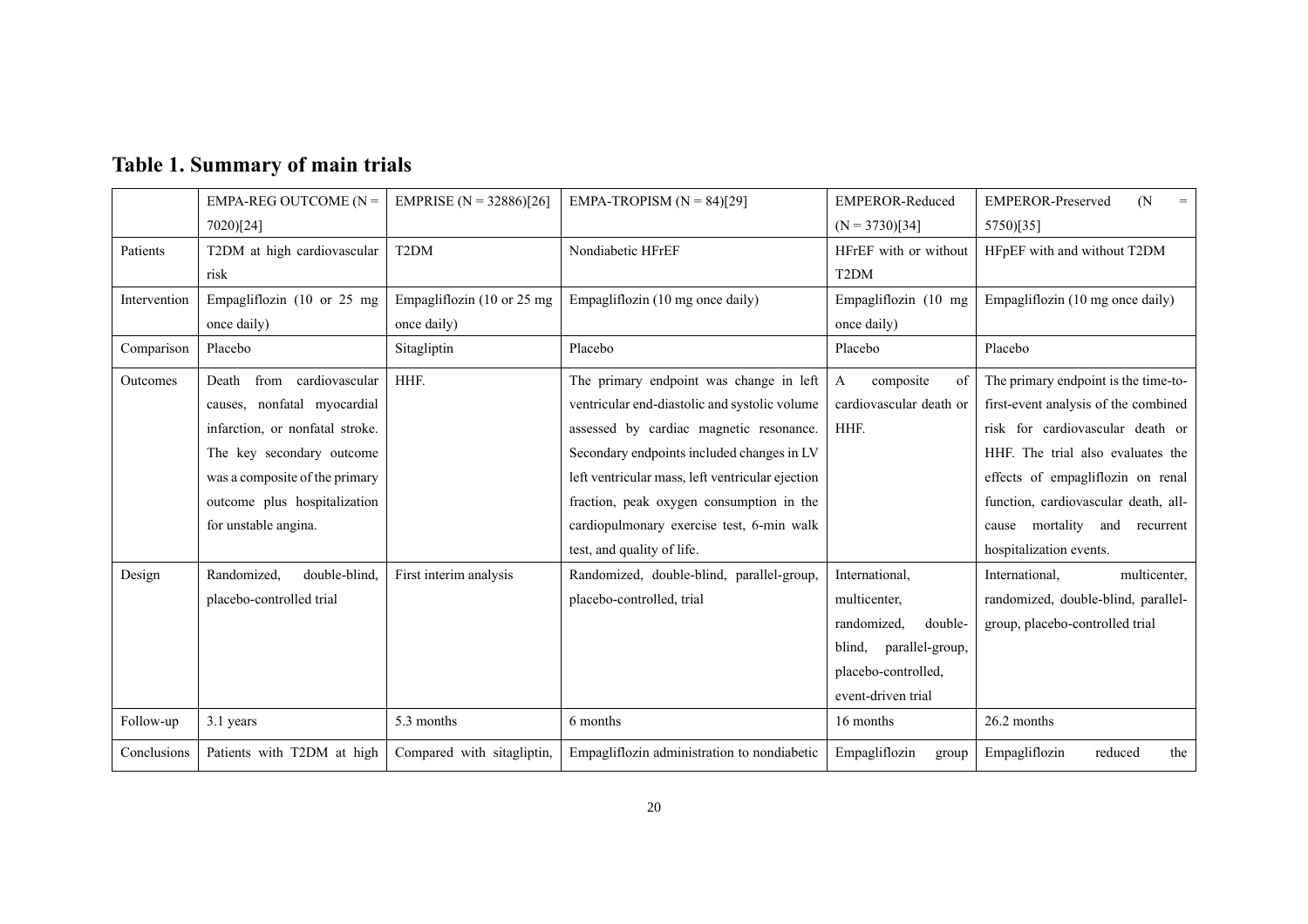## Table 1. Summary of main trials

| | EMPA-REG OUTCOME (N = 7020)[24] | EMPRISE (N = 32886)[26] | EMPA-TROPISM (N = 84)[29] | EMPEROR-Reduced (N = 3730)[34] | EMPEROR-Preserved (N = 5750)[35] |
|---|---|---|---|---|---|
| Patients | T2DM at high cardiovascular risk | T2DM | Nondiabetic HFrEF | HFrEF with or without T2DM | HFpEF with and without T2DM |
| Intervention | Empagliflozin (10 or 25 mg once daily) | Empagliflozin (10 or 25 mg once daily) | Empagliflozin (10 mg once daily) | Empagliflozin (10 mg once daily) | Empagliflozin (10 mg once daily) |
| Comparison | Placebo | Sitagliptin | Placebo | Placebo | Placebo |
| Outcomes | Death from cardiovascular causes, nonfatal myocardial infarction, or nonfatal stroke. The key secondary outcome was a composite of the primary outcome plus hospitalization for unstable angina. | HHF. | The primary endpoint was change in left ventricular end-diastolic and systolic volume assessed by cardiac magnetic resonance. Secondary endpoints included changes in LV left ventricular mass, left ventricular ejection fraction, peak oxygen consumption in the cardiopulmonary exercise test, 6-min walk test, and quality of life. | A composite of cardiovascular death or HHF. | The primary endpoint is the time-to-first-event analysis of the combined risk for cardiovascular death or HHF. The trial also evaluates the effects of empagliflozin on renal function, cardiovascular death, all-cause mortality and recurrent hospitalization events. |
| Design | Randomized, double-blind, placebo-controlled trial | First interim analysis | Randomized, double-blind, parallel-group, placebo-controlled, trial | International, multicenter, randomized, double-blind, parallel-group, placebo-controlled, event-driven trial | International, multicenter, randomized, double-blind, parallel-group, placebo-controlled trial |
| Follow-up | 3.1 years | 5.3 months | 6 months | 16 months | 26.2 months |
| Conclusions | Patients with T2DM at high | Compared with sitagliptin, | Empagliflozin administration to nondiabetic | Empagliflozin group | Empagliflozin reduced the |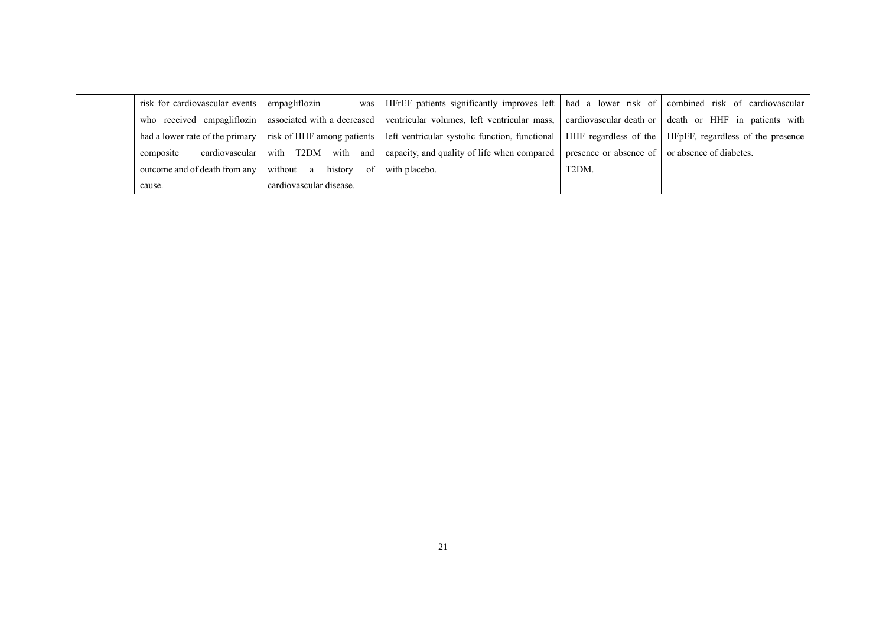|  | risk for cardiovascular events who received empagliflozin had a lower rate of the primary composite cardiovascular outcome and of death from any cause. | empagliflozin was associated with a decreased risk of HHF among patients with T2DM with and without a history of cardiovascular disease. | HFrEF patients significantly improves left ventricular volumes, left ventricular mass, left ventricular systolic function, functional capacity, and quality of life when compared with placebo. | had a lower risk of cardiovascular death or HHF regardless of the presence or absence of T2DM. | combined risk of cardiovascular death or HHF in patients with HFpEF, regardless of the presence or absence of diabetes. |
|---|---|---|---|---|---|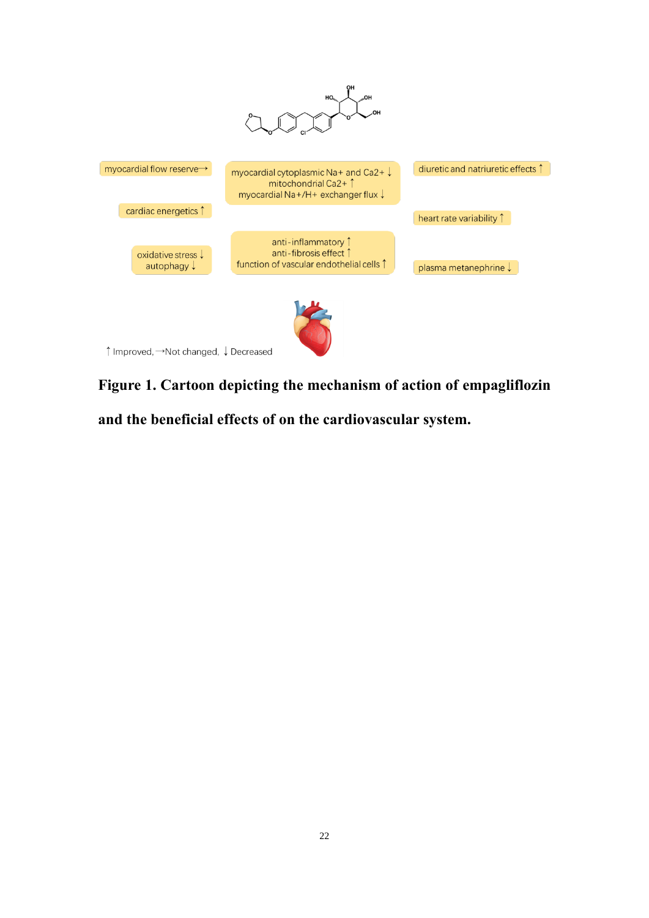myocardial flow reserve →

myocardial cytoplasmic Na+ and Ca2+ ↓
mitochondrial Ca2+ ↑
myocardial Na+/H+ exchanger flux ↓

diuretic and natriuretic effects ↑

cardiac energetics ↑

heart rate variability ↑

oxidative stress ↓
autophagy ↓

anti-inflammatory ↑
anti-fibrosis effect ↑
function of vascular endothelial cells ↑

plasma metanephrine ↓

↑ Improved, →Not changed, ↓ Decreased

**Figure 1. Cartoon depicting the mechanism of action of empagliflozin and the beneficial effects of on the cardiovascular system.**